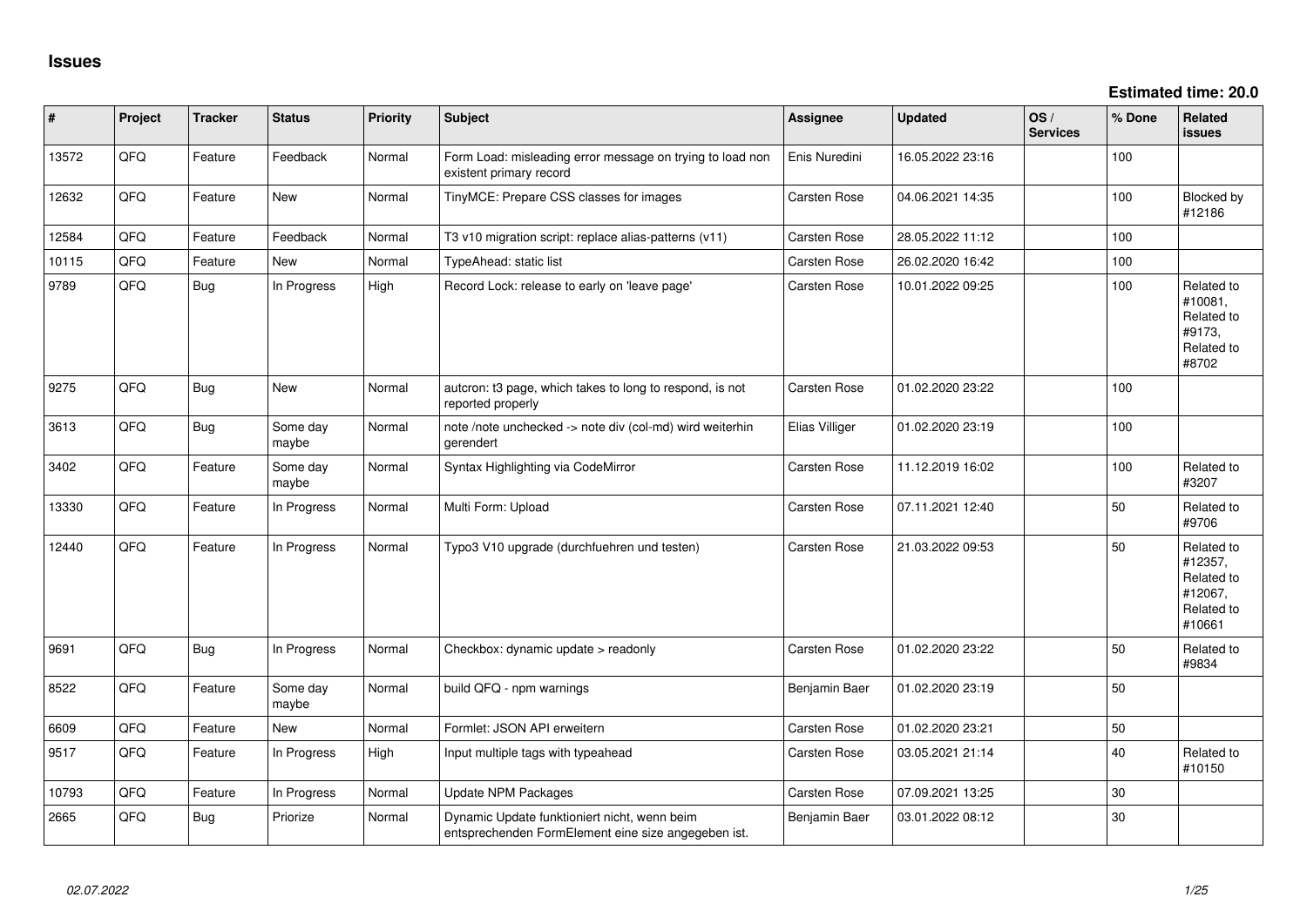# Issues

**Estimated time: 20.0**

| # | Project | Tracker | Status | Priority | Subject | Assignee | Updated | OS / Services | % Done | Related issues |
|---|---|---|---|---|---|---|---|---|---|---|
| 13572 | QFQ | Feature | Feedback | Normal | Form Load: misleading error message on trying to load non existent primary record | Enis Nuredini | 16.05.2022 23:16 | | 100 | |
| 12632 | QFQ | Feature | New | Normal | TinyMCE: Prepare CSS classes for images | Carsten Rose | 04.06.2021 14:35 | | 100 | Blocked by #12186 |
| 12584 | QFQ | Feature | Feedback | Normal | T3 v10 migration script: replace alias-patterns (v11) | Carsten Rose | 28.05.2022 11:12 | | 100 | |
| 10115 | QFQ | Feature | New | Normal | TypeAhead: static list | Carsten Rose | 26.02.2020 16:42 | | 100 | |
| 9789 | QFQ | Bug | In Progress | High | Record Lock: release to early on 'leave page' | Carsten Rose | 10.01.2022 09:25 | | 100 | Related to #10081, Related to #9173, Related to #8702 |
| 9275 | QFQ | Bug | New | Normal | autcron: t3 page, which takes to long to respond, is not reported properly | Carsten Rose | 01.02.2020 23:22 | | 100 | |
| 3613 | QFQ | Bug | Some day maybe | Normal | note /note unchecked -> note div (col-md) wird weiterhin gerendert | Elias Villiger | 01.02.2020 23:19 | | 100 | |
| 3402 | QFQ | Feature | Some day maybe | Normal | Syntax Highlighting via CodeMirror | Carsten Rose | 11.12.2019 16:02 | | 100 | Related to #3207 |
| 13330 | QFQ | Feature | In Progress | Normal | Multi Form: Upload | Carsten Rose | 07.11.2021 12:40 | | 50 | Related to #9706 |
| 12440 | QFQ | Feature | In Progress | Normal | Typo3 V10 upgrade (durchfuehren und testen) | Carsten Rose | 21.03.2022 09:53 | | 50 | Related to #12357, Related to #12067, Related to #10661 |
| 9691 | QFQ | Bug | In Progress | Normal | Checkbox: dynamic update > readonly | Carsten Rose | 01.02.2020 23:22 | | 50 | Related to #9834 |
| 8522 | QFQ | Feature | Some day maybe | Normal | build QFQ - npm warnings | Benjamin Baer | 01.02.2020 23:19 | | 50 | |
| 6609 | QFQ | Feature | New | Normal | Formlet: JSON API erweitern | Carsten Rose | 01.02.2020 23:21 | | 50 | |
| 9517 | QFQ | Feature | In Progress | High | Input multiple tags with typeahead | Carsten Rose | 03.05.2021 21:14 | | 40 | Related to #10150 |
| 10793 | QFQ | Feature | In Progress | Normal | Update NPM Packages | Carsten Rose | 07.09.2021 13:25 | | 30 | |
| 2665 | QFQ | Bug | Priorize | Normal | Dynamic Update funktioniert nicht, wenn beim entsprechenden FormElement eine size angegeben ist. | Benjamin Baer | 03.01.2022 08:12 | | 30 | |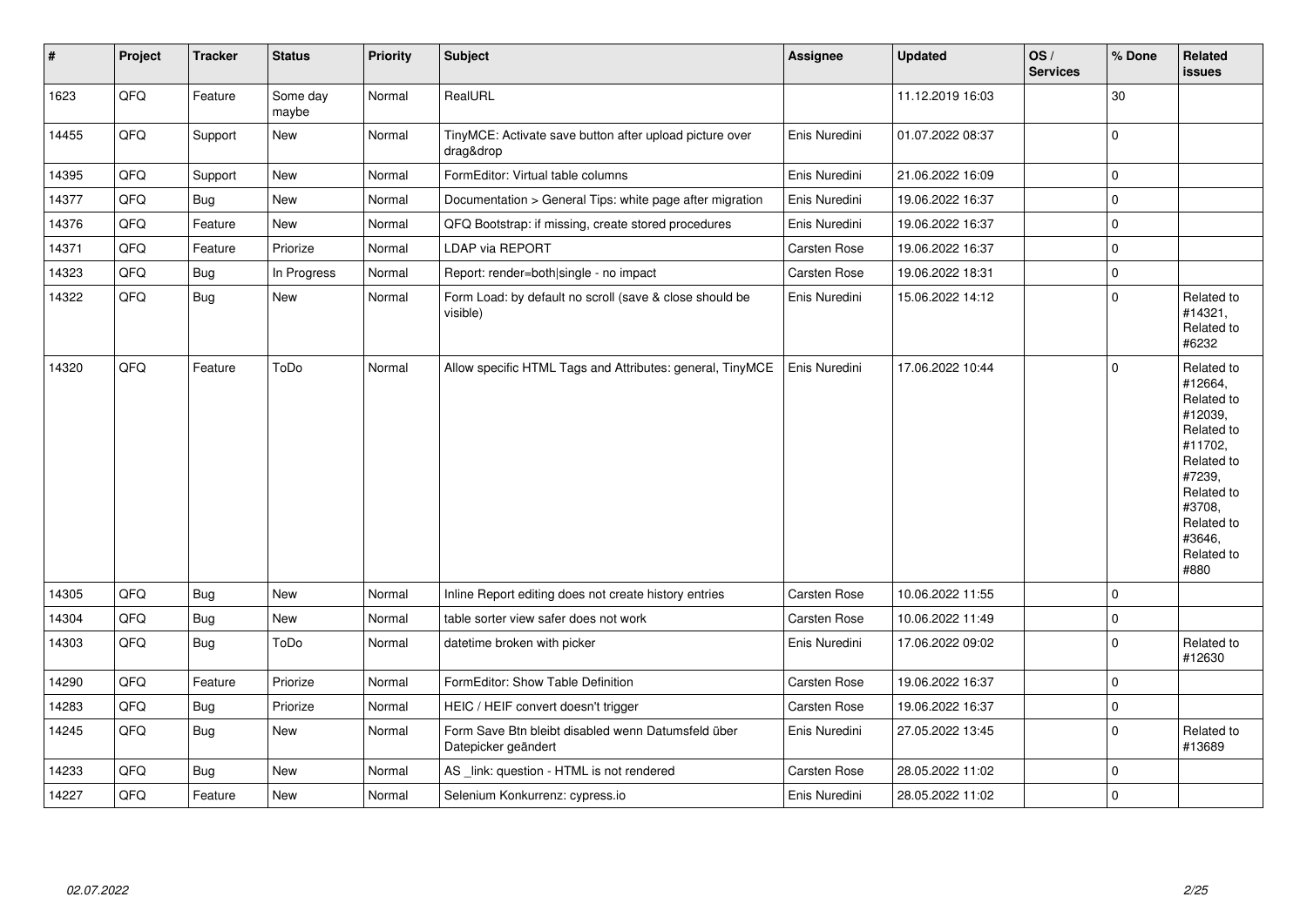| # | Project | Tracker | Status | Priority | Subject | Assignee | Updated | OS / Services | % Done | Related issues |
|---|---|---|---|---|---|---|---|---|---|---|
| 1623 | QFQ | Feature | Some day maybe | Normal | RealURL | | 11.12.2019 16:03 | | 30 | |
| 14455 | QFQ | Support | New | Normal | TinyMCE: Activate save button after upload picture over drag&drop | Enis Nuredini | 01.07.2022 08:37 | | 0 | |
| 14395 | QFQ | Support | New | Normal | FormEditor: Virtual table columns | Enis Nuredini | 21.06.2022 16:09 | | 0 | |
| 14377 | QFQ | Bug | New | Normal | Documentation > General Tips: white page after migration | Enis Nuredini | 19.06.2022 16:37 | | 0 | |
| 14376 | QFQ | Feature | New | Normal | QFQ Bootstrap: if missing, create stored procedures | Enis Nuredini | 19.06.2022 16:37 | | 0 | |
| 14371 | QFQ | Feature | Priorize | Normal | LDAP via REPORT | Carsten Rose | 19.06.2022 16:37 | | 0 | |
| 14323 | QFQ | Bug | In Progress | Normal | Report: render=both\|single - no impact | Carsten Rose | 19.06.2022 18:31 | | 0 | |
| 14322 | QFQ | Bug | New | Normal | Form Load: by default no scroll (save & close should be visible) | Enis Nuredini | 15.06.2022 14:12 | | 0 | Related to #14321, Related to #6232 |
| 14320 | QFQ | Feature | ToDo | Normal | Allow specific HTML Tags and Attributes: general, TinyMCE | Enis Nuredini | 17.06.2022 10:44 | | 0 | Related to #12664, Related to #12039, Related to #11702, Related to #7239, Related to #3708, Related to #3646, Related to #880 |
| 14305 | QFQ | Bug | New | Normal | Inline Report editing does not create history entries | Carsten Rose | 10.06.2022 11:55 | | 0 | |
| 14304 | QFQ | Bug | New | Normal | table sorter view safer does not work | Carsten Rose | 10.06.2022 11:49 | | 0 | |
| 14303 | QFQ | Bug | ToDo | Normal | datetime broken with picker | Enis Nuredini | 17.06.2022 09:02 | | 0 | Related to #12630 |
| 14290 | QFQ | Feature | Priorize | Normal | FormEditor: Show Table Definition | Carsten Rose | 19.06.2022 16:37 | | 0 | |
| 14283 | QFQ | Bug | Priorize | Normal | HEIC / HEIF convert doesn't trigger | Carsten Rose | 19.06.2022 16:37 | | 0 | |
| 14245 | QFQ | Bug | New | Normal | Form Save Btn bleibt disabled wenn Datumsfeld über Datepicker geändert | Enis Nuredini | 27.05.2022 13:45 | | 0 | Related to #13689 |
| 14233 | QFQ | Bug | New | Normal | AS _link: question - HTML is not rendered | Carsten Rose | 28.05.2022 11:02 | | 0 | |
| 14227 | QFQ | Feature | New | Normal | Selenium Konkurrenz: cypress.io | Enis Nuredini | 28.05.2022 11:02 | | 0 | |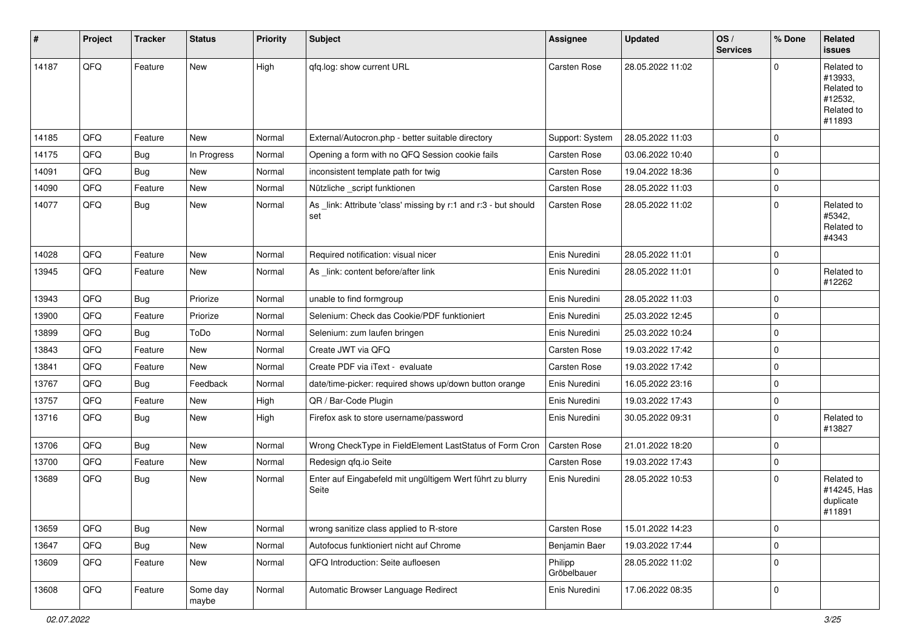| # | Project | Tracker | Status | Priority | Subject | Assignee | Updated | OS / Services | % Done | Related issues |
|---|---|---|---|---|---|---|---|---|---|---|
| 14187 | QFQ | Feature | New | High | qfq.log: show current URL | Carsten Rose | 28.05.2022 11:02 | | 0 | Related to #13933, Related to #12532, Related to #11893 |
| 14185 | QFQ | Feature | New | Normal | External/Autocron.php - better suitable directory | Support: System | 28.05.2022 11:03 | | 0 | |
| 14175 | QFQ | Bug | In Progress | Normal | Opening a form with no QFQ Session cookie fails | Carsten Rose | 03.06.2022 10:40 | | 0 | |
| 14091 | QFQ | Bug | New | Normal | inconsistent template path for twig | Carsten Rose | 19.04.2022 18:36 | | 0 | |
| 14090 | QFQ | Feature | New | Normal | Nützliche _script funktionen | Carsten Rose | 28.05.2022 11:03 | | 0 | |
| 14077 | QFQ | Bug | New | Normal | As _link: Attribute 'class' missing by r:1 and r:3 - but should set | Carsten Rose | 28.05.2022 11:02 | | 0 | Related to #5342, Related to #4343 |
| 14028 | QFQ | Feature | New | Normal | Required notification: visual nicer | Enis Nuredini | 28.05.2022 11:01 | | 0 | |
| 13945 | QFQ | Feature | New | Normal | As _link: content before/after link | Enis Nuredini | 28.05.2022 11:01 | | 0 | Related to #12262 |
| 13943 | QFQ | Bug | Priorize | Normal | unable to find formgroup | Enis Nuredini | 28.05.2022 11:03 | | 0 | |
| 13900 | QFQ | Feature | Priorize | Normal | Selenium: Check das Cookie/PDF funktioniert | Enis Nuredini | 25.03.2022 12:45 | | 0 | |
| 13899 | QFQ | Bug | ToDo | Normal | Selenium: zum laufen bringen | Enis Nuredini | 25.03.2022 10:24 | | 0 | |
| 13843 | QFQ | Feature | New | Normal | Create JWT via QFQ | Carsten Rose | 19.03.2022 17:42 | | 0 | |
| 13841 | QFQ | Feature | New | Normal | Create PDF via iText - evaluate | Carsten Rose | 19.03.2022 17:42 | | 0 | |
| 13767 | QFQ | Bug | Feedback | Normal | date/time-picker: required shows up/down button orange | Enis Nuredini | 16.05.2022 23:16 | | 0 | |
| 13757 | QFQ | Feature | New | High | QR / Bar-Code Plugin | Enis Nuredini | 19.03.2022 17:43 | | 0 | |
| 13716 | QFQ | Bug | New | High | Firefox ask to store username/password | Enis Nuredini | 30.05.2022 09:31 | | 0 | Related to #13827 |
| 13706 | QFQ | Bug | New | Normal | Wrong CheckType in FieldElement LastStatus of Form Cron | Carsten Rose | 21.01.2022 18:20 | | 0 | |
| 13700 | QFQ | Feature | New | Normal | Redesign qfq.io Seite | Carsten Rose | 19.03.2022 17:43 | | 0 | |
| 13689 | QFQ | Bug | New | Normal | Enter auf Eingabefeld mit ungültigem Wert führt zu blurry Seite | Enis Nuredini | 28.05.2022 10:53 | | 0 | Related to #14245, Has duplicate #11891 |
| 13659 | QFQ | Bug | New | Normal | wrong sanitize class applied to R-store | Carsten Rose | 15.01.2022 14:23 | | 0 | |
| 13647 | QFQ | Bug | New | Normal | Autofocus funktioniert nicht auf Chrome | Benjamin Baer | 19.03.2022 17:44 | | 0 | |
| 13609 | QFQ | Feature | New | Normal | QFQ Introduction: Seite aufloesen | Philipp Gröbelbauer | 28.05.2022 11:02 | | 0 | |
| 13608 | QFQ | Feature | Some day maybe | Normal | Automatic Browser Language Redirect | Enis Nuredini | 17.06.2022 08:35 | | 0 | |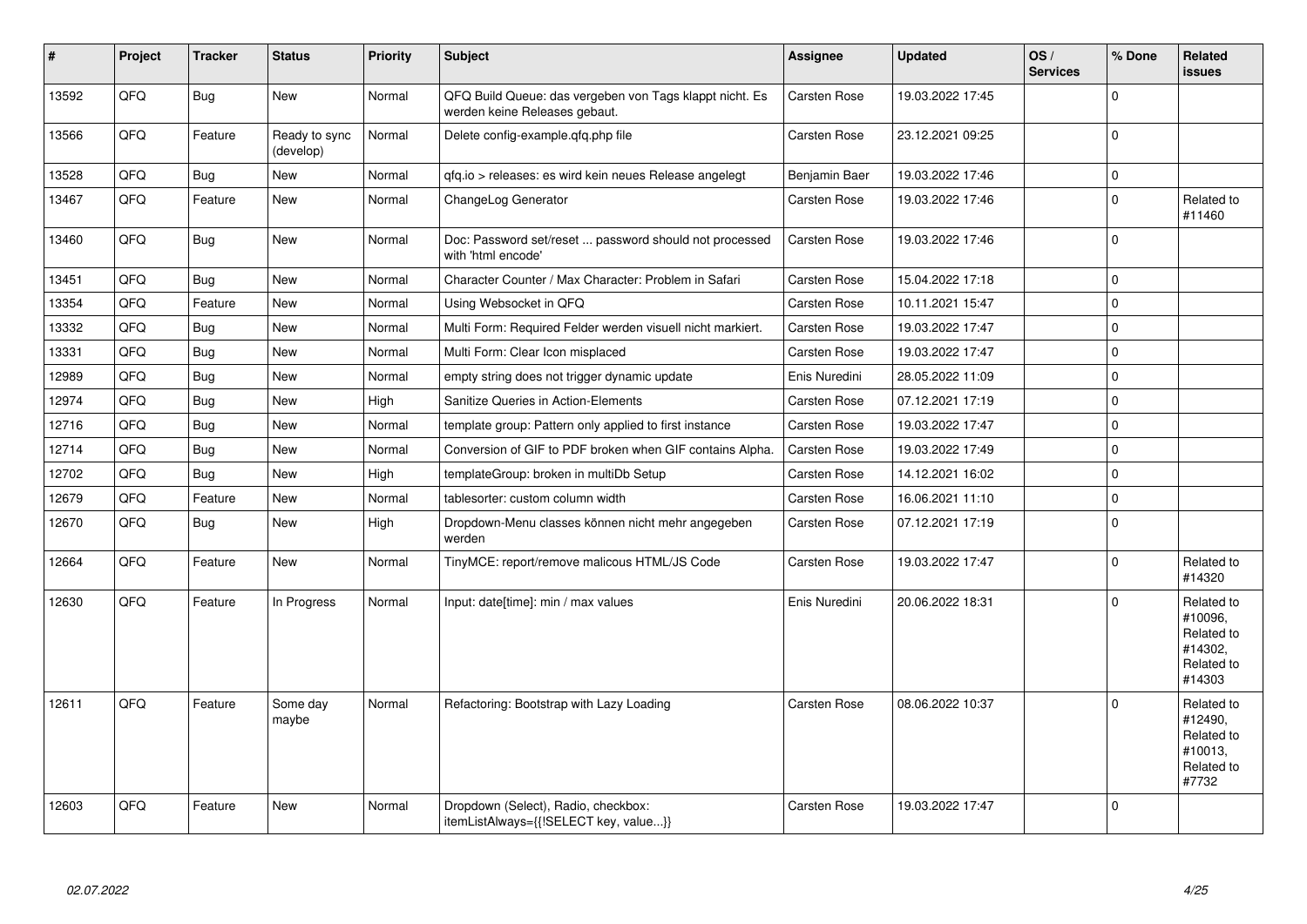| # | Project | Tracker | Status | Priority | Subject | Assignee | Updated | OS / Services | % Done | Related issues |
|---|---|---|---|---|---|---|---|---|---|---|
| 13592 | QFQ | Bug | New | Normal | QFQ Build Queue: das vergeben von Tags klappt nicht. Es werden keine Releases gebaut. | Carsten Rose | 19.03.2022 17:45 | | 0 | |
| 13566 | QFQ | Feature | Ready to sync (develop) | Normal | Delete config-example.qfq.php file | Carsten Rose | 23.12.2021 09:25 | | 0 | |
| 13528 | QFQ | Bug | New | Normal | qfq.io > releases: es wird kein neues Release angelegt | Benjamin Baer | 19.03.2022 17:46 | | 0 | |
| 13467 | QFQ | Feature | New | Normal | ChangeLog Generator | Carsten Rose | 19.03.2022 17:46 | | 0 | Related to #11460 |
| 13460 | QFQ | Bug | New | Normal | Doc: Password set/reset ... password should not processed with 'html encode' | Carsten Rose | 19.03.2022 17:46 | | 0 | |
| 13451 | QFQ | Bug | New | Normal | Character Counter / Max Character: Problem in Safari | Carsten Rose | 15.04.2022 17:18 | | 0 | |
| 13354 | QFQ | Feature | New | Normal | Using Websocket in QFQ | Carsten Rose | 10.11.2021 15:47 | | 0 | |
| 13332 | QFQ | Bug | New | Normal | Multi Form: Required Felder werden visuell nicht markiert. | Carsten Rose | 19.03.2022 17:47 | | 0 | |
| 13331 | QFQ | Bug | New | Normal | Multi Form: Clear Icon misplaced | Carsten Rose | 19.03.2022 17:47 | | 0 | |
| 12989 | QFQ | Bug | New | Normal | empty string does not trigger dynamic update | Enis Nuredini | 28.05.2022 11:09 | | 0 | |
| 12974 | QFQ | Bug | New | High | Sanitize Queries in Action-Elements | Carsten Rose | 07.12.2021 17:19 | | 0 | |
| 12716 | QFQ | Bug | New | Normal | template group: Pattern only applied to first instance | Carsten Rose | 19.03.2022 17:47 | | 0 | |
| 12714 | QFQ | Bug | New | Normal | Conversion of GIF to PDF broken when GIF contains Alpha. | Carsten Rose | 19.03.2022 17:49 | | 0 | |
| 12702 | QFQ | Bug | New | High | templateGroup: broken in multiDb Setup | Carsten Rose | 14.12.2021 16:02 | | 0 | |
| 12679 | QFQ | Feature | New | Normal | tablesorter: custom column width | Carsten Rose | 16.06.2021 11:10 | | 0 | |
| 12670 | QFQ | Bug | New | High | Dropdown-Menu classes können nicht mehr angegeben werden | Carsten Rose | 07.12.2021 17:19 | | 0 | |
| 12664 | QFQ | Feature | New | Normal | TinyMCE: report/remove malicous HTML/JS Code | Carsten Rose | 19.03.2022 17:47 | | 0 | Related to #14320 |
| 12630 | QFQ | Feature | In Progress | Normal | Input: date[time]: min / max values | Enis Nuredini | 20.06.2022 18:31 | | 0 | Related to #10096, Related to #14302, Related to #14303 |
| 12611 | QFQ | Feature | Some day maybe | Normal | Refactoring: Bootstrap with Lazy Loading | Carsten Rose | 08.06.2022 10:37 | | 0 | Related to #12490, Related to #10013, Related to #7732 |
| 12603 | QFQ | Feature | New | Normal | Dropdown (Select), Radio, checkbox: itemListAlways={{!SELECT key, value...}} | Carsten Rose | 19.03.2022 17:47 | | 0 | |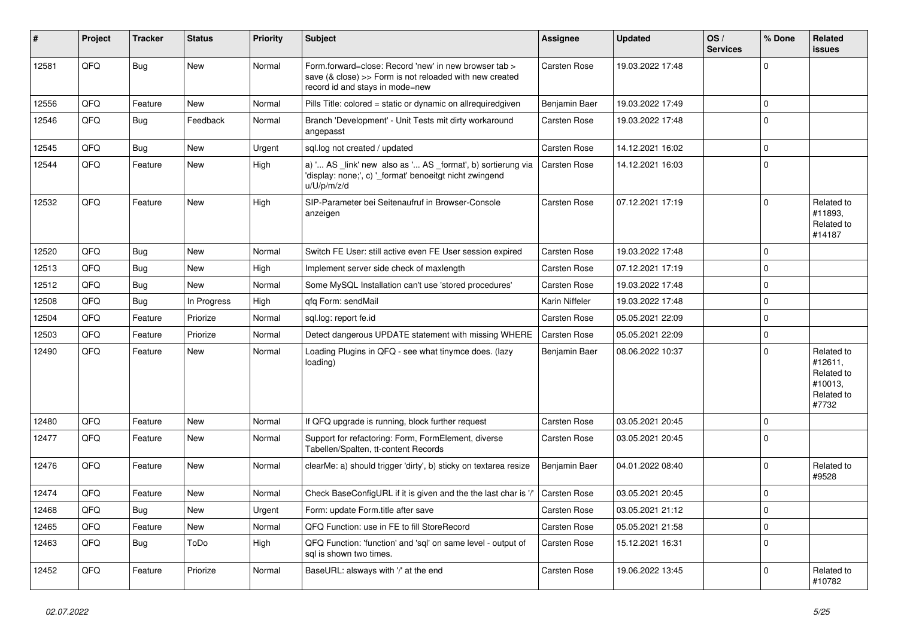| # | Project | Tracker | Status | Priority | Subject | Assignee | Updated | OS / Services | % Done | Related issues |
|---|---|---|---|---|---|---|---|---|---|---|
| 12581 | QFQ | Bug | New | Normal | Form.forward=close: Record 'new' in new browser tab > save (& close) >> Form is not reloaded with new created record id and stays in mode=new | Carsten Rose | 19.03.2022 17:48 | | 0 | |
| 12556 | QFQ | Feature | New | Normal | Pills Title: colored = static or dynamic on allrequiredgiven | Benjamin Baer | 19.03.2022 17:49 | | 0 | |
| 12546 | QFQ | Bug | Feedback | Normal | Branch 'Development' - Unit Tests mit dirty workaround angepasst | Carsten Rose | 19.03.2022 17:48 | | 0 | |
| 12545 | QFQ | Bug | New | Urgent | sql.log not created / updated | Carsten Rose | 14.12.2021 16:02 | | 0 | |
| 12544 | QFQ | Feature | New | High | a) '... AS _link' new also as '... AS _format', b) sortierung via 'display: none;', c) '_format' benoeitgt nicht zwingend u/U/p/m/z/d | Carsten Rose | 14.12.2021 16:03 | | 0 | |
| 12532 | QFQ | Feature | New | High | SIP-Parameter bei Seitenaufruf in Browser-Console anzeigen | Carsten Rose | 07.12.2021 17:19 | | 0 | Related to #11893, Related to #14187 |
| 12520 | QFQ | Bug | New | Normal | Switch FE User: still active even FE User session expired | Carsten Rose | 19.03.2022 17:48 | | 0 | |
| 12513 | QFQ | Bug | New | High | Implement server side check of maxlength | Carsten Rose | 07.12.2021 17:19 | | 0 | |
| 12512 | QFQ | Bug | New | Normal | Some MySQL Installation can't use 'stored procedures' | Carsten Rose | 19.03.2022 17:48 | | 0 | |
| 12508 | QFQ | Bug | In Progress | High | qfq Form: sendMail | Karin Niffeler | 19.03.2022 17:48 | | 0 | |
| 12504 | QFQ | Feature | Priorize | Normal | sql.log: report fe.id | Carsten Rose | 05.05.2021 22:09 | | 0 | |
| 12503 | QFQ | Feature | Priorize | Normal | Detect dangerous UPDATE statement with missing WHERE | Carsten Rose | 05.05.2021 22:09 | | 0 | |
| 12490 | QFQ | Feature | New | Normal | Loading Plugins in QFQ - see what tinymce does. (lazy loading) | Benjamin Baer | 08.06.2022 10:37 | | 0 | Related to #12611, Related to #10013, Related to #7732 |
| 12480 | QFQ | Feature | New | Normal | If QFQ upgrade is running, block further request | Carsten Rose | 03.05.2021 20:45 | | 0 | |
| 12477 | QFQ | Feature | New | Normal | Support for refactoring: Form, FormElement, diverse Tabellen/Spalten, tt-content Records | Carsten Rose | 03.05.2021 20:45 | | 0 | |
| 12476 | QFQ | Feature | New | Normal | clearMe: a) should trigger 'dirty', b) sticky on textarea resize | Benjamin Baer | 04.01.2022 08:40 | | 0 | Related to #9528 |
| 12474 | QFQ | Feature | New | Normal | Check BaseConfigURL if it is given and the the last char is '/' | Carsten Rose | 03.05.2021 20:45 | | 0 | |
| 12468 | QFQ | Bug | New | Urgent | Form: update Form.title after save | Carsten Rose | 03.05.2021 21:12 | | 0 | |
| 12465 | QFQ | Feature | New | Normal | QFQ Function: use in FE to fill StoreRecord | Carsten Rose | 05.05.2021 21:58 | | 0 | |
| 12463 | QFQ | Bug | ToDo | High | QFQ Function: 'function' and 'sql' on same level - output of sql is shown two times. | Carsten Rose | 15.12.2021 16:31 | | 0 | |
| 12452 | QFQ | Feature | Priorize | Normal | BaseURL: alsways with '/' at the end | Carsten Rose | 19.06.2022 13:45 | | 0 | Related to #10782 |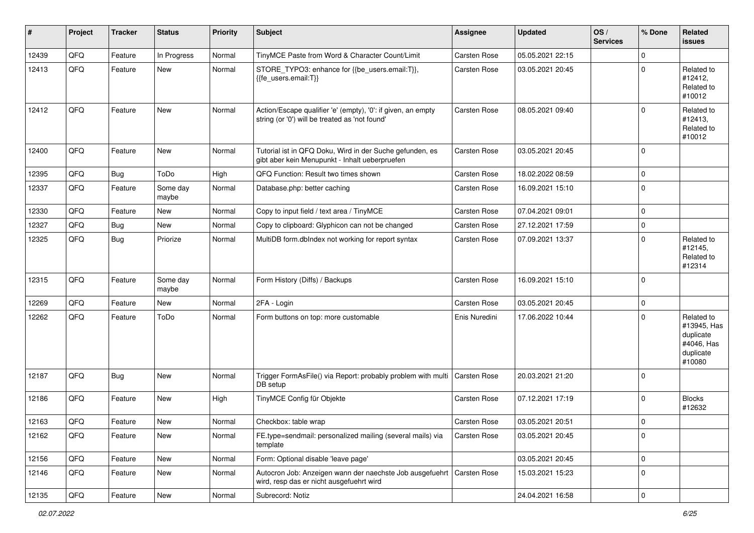| # | Project | Tracker | Status | Priority | Subject | Assignee | Updated | OS / Services | % Done | Related issues |
|---|---|---|---|---|---|---|---|---|---|---|
| 12439 | QFQ | Feature | In Progress | Normal | TinyMCE Paste from Word & Character Count/Limit | Carsten Rose | 05.05.2021 22:15 | | 0 | |
| 12413 | QFQ | Feature | New | Normal | STORE_TYPO3: enhance for {{be_users.email:T}}, {{fe_users.email:T}} | Carsten Rose | 03.05.2021 20:45 | | 0 | Related to #12412, Related to #10012 |
| 12412 | QFQ | Feature | New | Normal | Action/Escape qualifier 'e' (empty), '0': if given, an empty string (or '0') will be treated as 'not found' | Carsten Rose | 08.05.2021 09:40 | | 0 | Related to #12413, Related to #10012 |
| 12400 | QFQ | Feature | New | Normal | Tutorial ist in QFQ Doku, Wird in der Suche gefunden, es gibt aber kein Menupunkt - Inhalt ueberpruefen | Carsten Rose | 03.05.2021 20:45 | | 0 | |
| 12395 | QFQ | Bug | ToDo | High | QFQ Function: Result two times shown | Carsten Rose | 18.02.2022 08:59 | | 0 | |
| 12337 | QFQ | Feature | Some day maybe | Normal | Database.php: better caching | Carsten Rose | 16.09.2021 15:10 | | 0 | |
| 12330 | QFQ | Feature | New | Normal | Copy to input field / text area / TinyMCE | Carsten Rose | 07.04.2021 09:01 | | 0 | |
| 12327 | QFQ | Bug | New | Normal | Copy to clipboard: Glyphicon can not be changed | Carsten Rose | 27.12.2021 17:59 | | 0 | |
| 12325 | QFQ | Bug | Priorize | Normal | MultiDB form.dbIndex not working for report syntax | Carsten Rose | 07.09.2021 13:37 | | 0 | Related to #12145, Related to #12314 |
| 12315 | QFQ | Feature | Some day maybe | Normal | Form History (Diffs) / Backups | Carsten Rose | 16.09.2021 15:10 | | 0 | |
| 12269 | QFQ | Feature | New | Normal | 2FA - Login | Carsten Rose | 03.05.2021 20:45 | | 0 | |
| 12262 | QFQ | Feature | ToDo | Normal | Form buttons on top: more customable | Enis Nuredini | 17.06.2022 10:44 | | 0 | Related to #13945, Has duplicate #4046, Has duplicate #10080 |
| 12187 | QFQ | Bug | New | Normal | Trigger FormAsFile() via Report: probably problem with multi DB setup | Carsten Rose | 20.03.2021 21:20 | | 0 | |
| 12186 | QFQ | Feature | New | High | TinyMCE Config für Objekte | Carsten Rose | 07.12.2021 17:19 | | 0 | Blocks #12632 |
| 12163 | QFQ | Feature | New | Normal | Checkbox: table wrap | Carsten Rose | 03.05.2021 20:51 | | 0 | |
| 12162 | QFQ | Feature | New | Normal | FE.type=sendmail: personalized mailing (several mails) via template | Carsten Rose | 03.05.2021 20:45 | | 0 | |
| 12156 | QFQ | Feature | New | Normal | Form: Optional disable 'leave page' | | 03.05.2021 20:45 | | 0 | |
| 12146 | QFQ | Feature | New | Normal | Autocron Job: Anzeigen wann der naechste Job ausgefuehrt wird, resp das er nicht ausgefuehrt wird | Carsten Rose | 15.03.2021 15:23 | | 0 | |
| 12135 | QFQ | Feature | New | Normal | Subrecord: Notiz | | 24.04.2021 16:58 | | 0 | |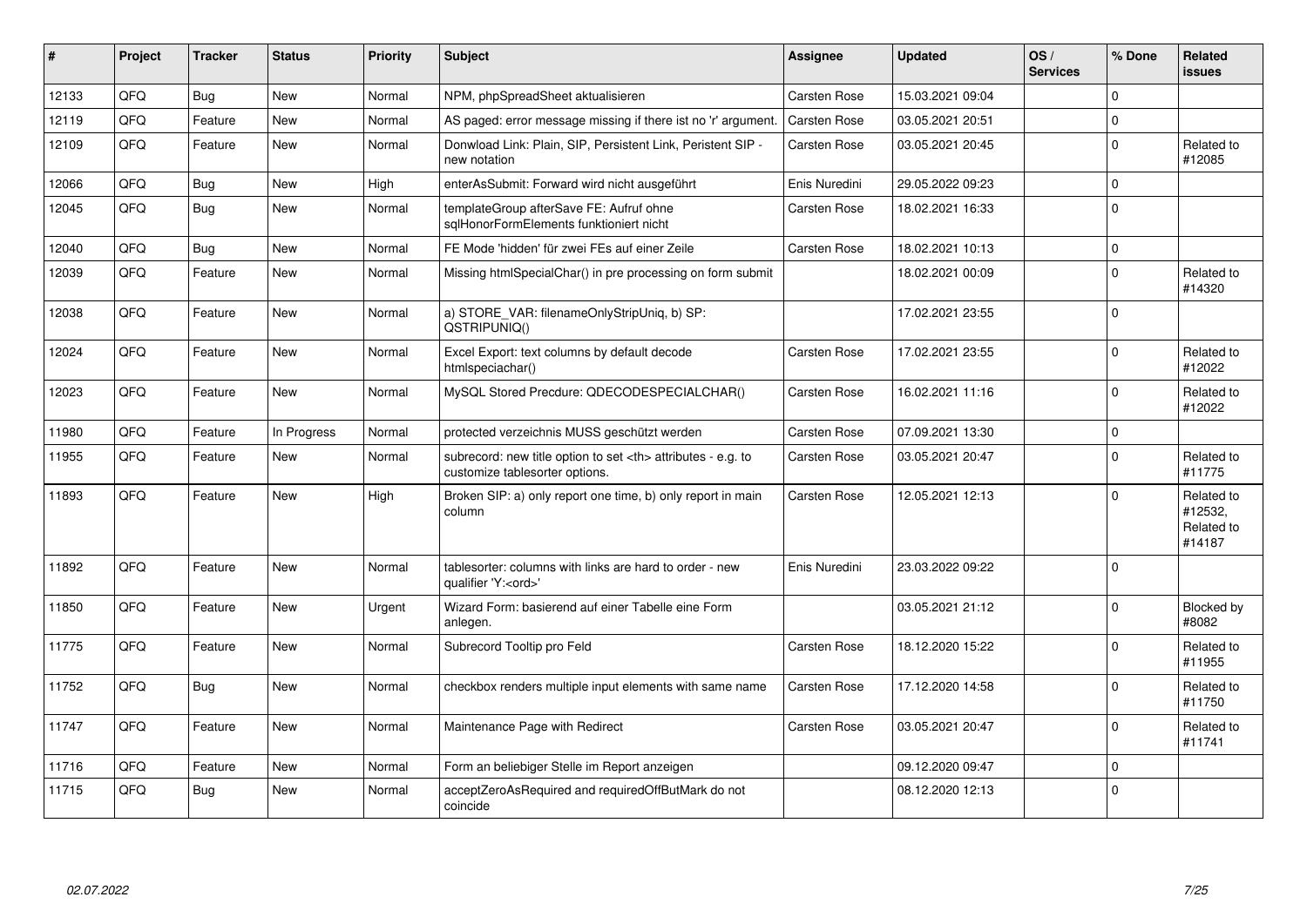| # | Project | Tracker | Status | Priority | Subject | Assignee | Updated | OS / Services | % Done | Related issues |
|---|---|---|---|---|---|---|---|---|---|---|
| 12133 | QFQ | Bug | New | Normal | NPM, phpSpreadSheet aktualisieren | Carsten Rose | 15.03.2021 09:04 | | 0 | |
| 12119 | QFQ | Feature | New | Normal | AS paged: error message missing if there ist no 'r' argument. | Carsten Rose | 03.05.2021 20:51 | | 0 | |
| 12109 | QFQ | Feature | New | Normal | Donwload Link: Plain, SIP, Persistent Link, Peristent SIP - new notation | Carsten Rose | 03.05.2021 20:45 | | 0 | Related to #12085 |
| 12066 | QFQ | Bug | New | High | enterAsSubmit: Forward wird nicht ausgeführt | Enis Nuredini | 29.05.2022 09:23 | | 0 | |
| 12045 | QFQ | Bug | New | Normal | templateGroup afterSave FE: Aufruf ohne sqlHonorFormElements funktioniert nicht | Carsten Rose | 18.02.2021 16:33 | | 0 | |
| 12040 | QFQ | Bug | New | Normal | FE Mode 'hidden' für zwei FEs auf einer Zeile | Carsten Rose | 18.02.2021 10:13 | | 0 | |
| 12039 | QFQ | Feature | New | Normal | Missing htmlSpecialChar() in pre processing on form submit | | 18.02.2021 00:09 | | 0 | Related to #14320 |
| 12038 | QFQ | Feature | New | Normal | a) STORE_VAR: filenameOnlyStripUniq, b) SP: QSTRIPUNIQ() | | 17.02.2021 23:55 | | 0 | |
| 12024 | QFQ | Feature | New | Normal | Excel Export: text columns by default decode htmlspeciachar() | Carsten Rose | 17.02.2021 23:55 | | 0 | Related to #12022 |
| 12023 | QFQ | Feature | New | Normal | MySQL Stored Precdure: QDECODESPECIALCHAR() | Carsten Rose | 16.02.2021 11:16 | | 0 | Related to #12022 |
| 11980 | QFQ | Feature | In Progress | Normal | protected verzeichnis MUSS geschützt werden | Carsten Rose | 07.09.2021 13:30 | | 0 | |
| 11955 | QFQ | Feature | New | Normal | subrecord: new title option to set <th> attributes - e.g. to customize tablesorter options. | Carsten Rose | 03.05.2021 20:47 | | 0 | Related to #11775 |
| 11893 | QFQ | Feature | New | High | Broken SIP: a) only report one time, b) only report in main column | Carsten Rose | 12.05.2021 12:13 | | 0 | Related to #12532, Related to #14187 |
| 11892 | QFQ | Feature | New | Normal | tablesorter: columns with links are hard to order - new qualifier 'Y:<ord>' | Enis Nuredini | 23.03.2022 09:22 | | 0 | |
| 11850 | QFQ | Feature | New | Urgent | Wizard Form: basierend auf einer Tabelle eine Form anlegen. | | 03.05.2021 21:12 | | 0 | Blocked by #8082 |
| 11775 | QFQ | Feature | New | Normal | Subrecord Tooltip pro Feld | Carsten Rose | 18.12.2020 15:22 | | 0 | Related to #11955 |
| 11752 | QFQ | Bug | New | Normal | checkbox renders multiple input elements with same name | Carsten Rose | 17.12.2020 14:58 | | 0 | Related to #11750 |
| 11747 | QFQ | Feature | New | Normal | Maintenance Page with Redirect | Carsten Rose | 03.05.2021 20:47 | | 0 | Related to #11741 |
| 11716 | QFQ | Feature | New | Normal | Form an beliebiger Stelle im Report anzeigen | | 09.12.2020 09:47 | | 0 | |
| 11715 | QFQ | Bug | New | Normal | acceptZeroAsRequired and requiredOffButMark do not coincide | | 08.12.2020 12:13 | | 0 | |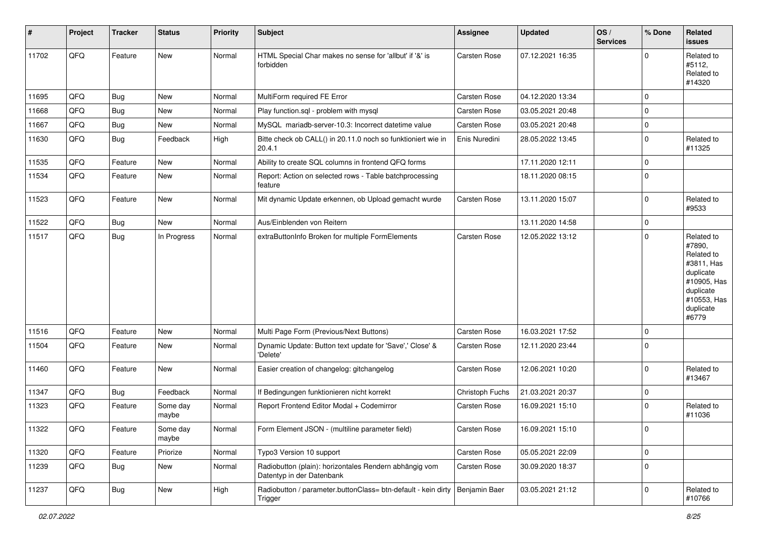| # | Project | Tracker | Status | Priority | Subject | Assignee | Updated | OS / Services | % Done | Related issues |
|---|---|---|---|---|---|---|---|---|---|---|
| 11702 | QFQ | Feature | New | Normal | HTML Special Char makes no sense for 'allbut' if '&' is forbidden | Carsten Rose | 07.12.2021 16:35 | | 0 | Related to #5112, Related to #14320 |
| 11695 | QFQ | Bug | New | Normal | MultiForm required FE Error | Carsten Rose | 04.12.2020 13:34 | | 0 | |
| 11668 | QFQ | Bug | New | Normal | Play function.sql - problem with mysql | Carsten Rose | 03.05.2021 20:48 | | 0 | |
| 11667 | QFQ | Bug | New | Normal | MySQL mariadb-server-10.3: Incorrect datetime value | Carsten Rose | 03.05.2021 20:48 | | 0 | |
| 11630 | QFQ | Bug | Feedback | High | Bitte check ob CALL() in 20.11.0 noch so funktioniert wie in 20.4.1 | Enis Nuredini | 28.05.2022 13:45 | | 0 | Related to #11325 |
| 11535 | QFQ | Feature | New | Normal | Ability to create SQL columns in frontend QFQ forms | | 17.11.2020 12:11 | | 0 | |
| 11534 | QFQ | Feature | New | Normal | Report: Action on selected rows - Table batchprocessing feature | | 18.11.2020 08:15 | | 0 | |
| 11523 | QFQ | Feature | New | Normal | Mit dynamic Update erkennen, ob Upload gemacht wurde | Carsten Rose | 13.11.2020 15:07 | | 0 | Related to #9533 |
| 11522 | QFQ | Bug | New | Normal | Aus/Einblenden von Reitern | | 13.11.2020 14:58 | | 0 | |
| 11517 | QFQ | Bug | In Progress | Normal | extraButtonInfo Broken for multiple FormElements | Carsten Rose | 12.05.2022 13:12 | | 0 | Related to #7890, Related to #3811, Has duplicate #10905, Has duplicate #10553, Has duplicate #6779 |
| 11516 | QFQ | Feature | New | Normal | Multi Page Form (Previous/Next Buttons) | Carsten Rose | 16.03.2021 17:52 | | 0 | |
| 11504 | QFQ | Feature | New | Normal | Dynamic Update: Button text update for 'Save',' Close' & 'Delete' | Carsten Rose | 12.11.2020 23:44 | | 0 | |
| 11460 | QFQ | Feature | New | Normal | Easier creation of changelog: gitchangelog | Carsten Rose | 12.06.2021 10:20 | | 0 | Related to #13467 |
| 11347 | QFQ | Bug | Feedback | Normal | If Bedingungen funktionieren nicht korrekt | Christoph Fuchs | 21.03.2021 20:37 | | 0 | |
| 11323 | QFQ | Feature | Some day maybe | Normal | Report Frontend Editor Modal + Codemirror | Carsten Rose | 16.09.2021 15:10 | | 0 | Related to #11036 |
| 11322 | QFQ | Feature | Some day maybe | Normal | Form Element JSON - (multiline parameter field) | Carsten Rose | 16.09.2021 15:10 | | 0 | |
| 11320 | QFQ | Feature | Priorize | Normal | Typo3 Version 10 support | Carsten Rose | 05.05.2021 22:09 | | 0 | |
| 11239 | QFQ | Bug | New | Normal | Radiobutton (plain): horizontales Rendern abhängig vom Datentyp in der Datenbank | Carsten Rose | 30.09.2020 18:37 | | 0 | |
| 11237 | QFQ | Bug | New | High | Radiobutton / parameter.buttonClass= btn-default - kein dirty Trigger | Benjamin Baer | 03.05.2021 21:12 | | 0 | Related to #10766 |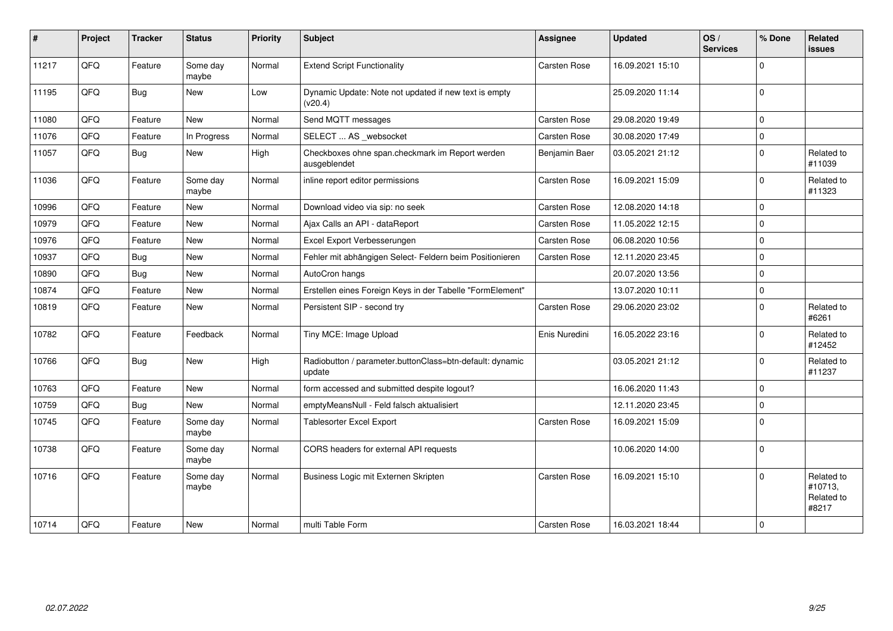| # | Project | Tracker | Status | Priority | Subject | Assignee | Updated | OS / Services | % Done | Related issues |
|---|---|---|---|---|---|---|---|---|---|---|
| 11217 | QFQ | Feature | Some day maybe | Normal | Extend Script Functionality | Carsten Rose | 16.09.2021 15:10 | | 0 | |
| 11195 | QFQ | Bug | New | Low | Dynamic Update: Note not updated if new text is empty (v20.4) | | 25.09.2020 11:14 | | 0 | |
| 11080 | QFQ | Feature | New | Normal | Send MQTT messages | Carsten Rose | 29.08.2020 19:49 | | 0 | |
| 11076 | QFQ | Feature | In Progress | Normal | SELECT ... AS _websocket | Carsten Rose | 30.08.2020 17:49 | | 0 | |
| 11057 | QFQ | Bug | New | High | Checkboxes ohne span.checkmark im Report werden ausgeblendet | Benjamin Baer | 03.05.2021 21:12 | | 0 | Related to #11039 |
| 11036 | QFQ | Feature | Some day maybe | Normal | inline report editor permissions | Carsten Rose | 16.09.2021 15:09 | | 0 | Related to #11323 |
| 10996 | QFQ | Feature | New | Normal | Download video via sip: no seek | Carsten Rose | 12.08.2020 14:18 | | 0 | |
| 10979 | QFQ | Feature | New | Normal | Ajax Calls an API - dataReport | Carsten Rose | 11.05.2022 12:15 | | 0 | |
| 10976 | QFQ | Feature | New | Normal | Excel Export Verbesserungen | Carsten Rose | 06.08.2020 10:56 | | 0 | |
| 10937 | QFQ | Bug | New | Normal | Fehler mit abhängigen Select- Feldern beim Positionieren | Carsten Rose | 12.11.2020 23:45 | | 0 | |
| 10890 | QFQ | Bug | New | Normal | AutoCron hangs | | 20.07.2020 13:56 | | 0 | |
| 10874 | QFQ | Feature | New | Normal | Erstellen eines Foreign Keys in der Tabelle "FormElement" | | 13.07.2020 10:11 | | 0 | |
| 10819 | QFQ | Feature | New | Normal | Persistent SIP - second try | Carsten Rose | 29.06.2020 23:02 | | 0 | Related to #6261 |
| 10782 | QFQ | Feature | Feedback | Normal | Tiny MCE: Image Upload | Enis Nuredini | 16.05.2022 23:16 | | 0 | Related to #12452 |
| 10766 | QFQ | Bug | New | High | Radiobutton / parameter.buttonClass=btn-default: dynamic update | | 03.05.2021 21:12 | | 0 | Related to #11237 |
| 10763 | QFQ | Feature | New | Normal | form accessed and submitted despite logout? | | 16.06.2020 11:43 | | 0 | |
| 10759 | QFQ | Bug | New | Normal | emptyMeansNull - Feld falsch aktualisiert | | 12.11.2020 23:45 | | 0 | |
| 10745 | QFQ | Feature | Some day maybe | Normal | Tablesorter Excel Export | Carsten Rose | 16.09.2021 15:09 | | 0 | |
| 10738 | QFQ | Feature | Some day maybe | Normal | CORS headers for external API requests | | 10.06.2020 14:00 | | 0 | |
| 10716 | QFQ | Feature | Some day maybe | Normal | Business Logic mit Externen Skripten | Carsten Rose | 16.09.2021 15:10 | | 0 | Related to #10713, Related to #8217 |
| 10714 | QFQ | Feature | New | Normal | multi Table Form | Carsten Rose | 16.03.2021 18:44 | | 0 | |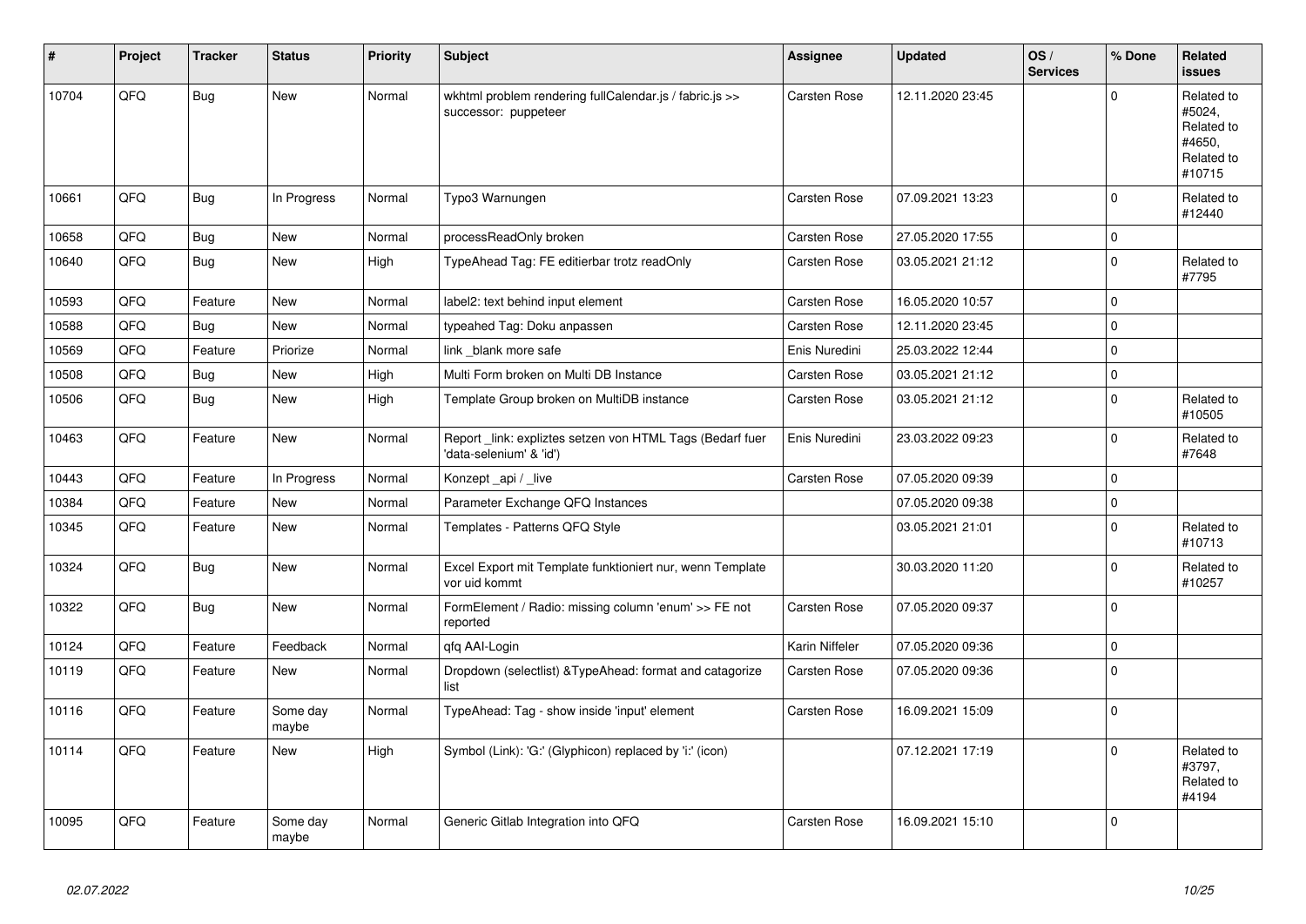| # | Project | Tracker | Status | Priority | Subject | Assignee | Updated | OS / Services | % Done | Related issues |
|---|---|---|---|---|---|---|---|---|---|---|
| 10704 | QFQ | Bug | New | Normal | wkhtml problem rendering fullCalendar.js / fabric.js >> successor: puppeteer | Carsten Rose | 12.11.2020 23:45 | | 0 | Related to #5024, Related to #4650, Related to #10715 |
| 10661 | QFQ | Bug | In Progress | Normal | Typo3 Warnungen | Carsten Rose | 07.09.2021 13:23 | | 0 | Related to #12440 |
| 10658 | QFQ | Bug | New | Normal | processReadOnly broken | Carsten Rose | 27.05.2020 17:55 | | 0 | |
| 10640 | QFQ | Bug | New | High | TypeAhead Tag: FE editierbar trotz readOnly | Carsten Rose | 03.05.2021 21:12 | | 0 | Related to #7795 |
| 10593 | QFQ | Feature | New | Normal | label2: text behind input element | Carsten Rose | 16.05.2020 10:57 | | 0 | |
| 10588 | QFQ | Bug | New | Normal | typeahed Tag: Doku anpassen | Carsten Rose | 12.11.2020 23:45 | | 0 | |
| 10569 | QFQ | Feature | Priorize | Normal | link _blank more safe | Enis Nuredini | 25.03.2022 12:44 | | 0 | |
| 10508 | QFQ | Bug | New | High | Multi Form broken on Multi DB Instance | Carsten Rose | 03.05.2021 21:12 | | 0 | |
| 10506 | QFQ | Bug | New | High | Template Group broken on MultiDB instance | Carsten Rose | 03.05.2021 21:12 | | 0 | Related to #10505 |
| 10463 | QFQ | Feature | New | Normal | Report _link: expliztes setzen von HTML Tags (Bedarf fuer 'data-selenium' & 'id') | Enis Nuredini | 23.03.2022 09:23 | | 0 | Related to #7648 |
| 10443 | QFQ | Feature | In Progress | Normal | Konzept _api / _live | Carsten Rose | 07.05.2020 09:39 | | 0 | |
| 10384 | QFQ | Feature | New | Normal | Parameter Exchange QFQ Instances | | 07.05.2020 09:38 | | 0 | |
| 10345 | QFQ | Feature | New | Normal | Templates - Patterns QFQ Style | | 03.05.2021 21:01 | | 0 | Related to #10713 |
| 10324 | QFQ | Bug | New | Normal | Excel Export mit Template funktioniert nur, wenn Template vor uid kommt | | 30.03.2020 11:20 | | 0 | Related to #10257 |
| 10322 | QFQ | Bug | New | Normal | FormElement / Radio: missing column 'enum' >> FE not reported | Carsten Rose | 07.05.2020 09:37 | | 0 | |
| 10124 | QFQ | Feature | Feedback | Normal | qfq AAI-Login | Karin Niffeler | 07.05.2020 09:36 | | 0 | |
| 10119 | QFQ | Feature | New | Normal | Dropdown (selectlist) &TypeAhead: format and catagorize list | Carsten Rose | 07.05.2020 09:36 | | 0 | |
| 10116 | QFQ | Feature | Some day maybe | Normal | TypeAhead: Tag - show inside 'input' element | Carsten Rose | 16.09.2021 15:09 | | 0 | |
| 10114 | QFQ | Feature | New | High | Symbol (Link): 'G:' (Glyphicon) replaced by 'i:' (icon) | | 07.12.2021 17:19 | | 0 | Related to #3797, Related to #4194 |
| 10095 | QFQ | Feature | Some day maybe | Normal | Generic Gitlab Integration into QFQ | Carsten Rose | 16.09.2021 15:10 | | 0 | |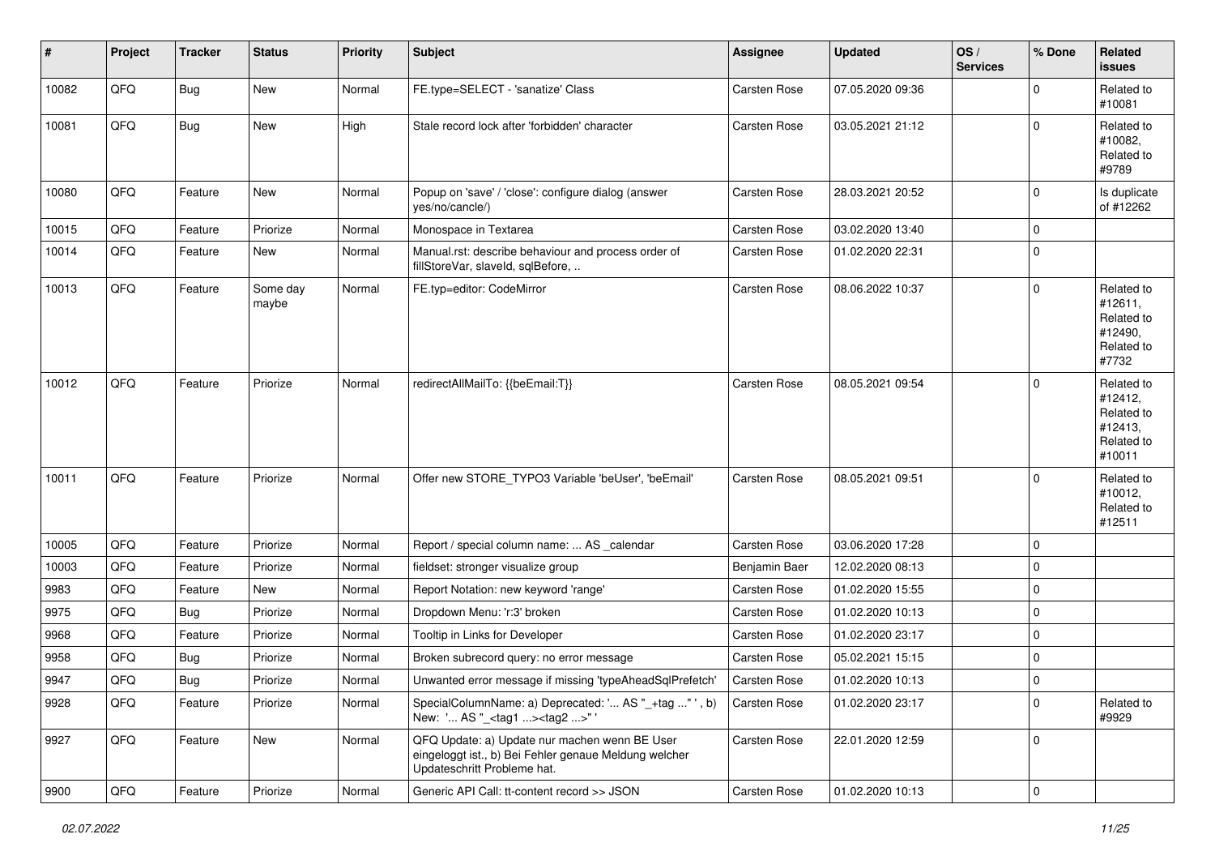| # | Project | Tracker | Status | Priority | Subject | Assignee | Updated | OS / Services | % Done | Related issues |
|---|---|---|---|---|---|---|---|---|---|---|
| 10082 | QFQ | Bug | New | Normal | FE.type=SELECT - 'sanatize' Class | Carsten Rose | 07.05.2020 09:36 | | 0 | Related to #10081 |
| 10081 | QFQ | Bug | New | High | Stale record lock after 'forbidden' character | Carsten Rose | 03.05.2021 21:12 | | 0 | Related to #10082, Related to #9789 |
| 10080 | QFQ | Feature | New | Normal | Popup on 'save' / 'close': configure dialog (answer yes/no/cancle/) | Carsten Rose | 28.03.2021 20:52 | | 0 | Is duplicate of #12262 |
| 10015 | QFQ | Feature | Priorize | Normal | Monospace in Textarea | Carsten Rose | 03.02.2020 13:40 | | 0 | |
| 10014 | QFQ | Feature | New | Normal | Manual.rst: describe behaviour and process order of fillStoreVar, slaveId, sqlBefore, .. | Carsten Rose | 01.02.2020 22:31 | | 0 | |
| 10013 | QFQ | Feature | Some day maybe | Normal | FE.typ=editor: CodeMirror | Carsten Rose | 08.06.2022 10:37 | | 0 | Related to #12611, Related to #12490, Related to #7732 |
| 10012 | QFQ | Feature | Priorize | Normal | redirectAllMailTo: {{beEmail:T}} | Carsten Rose | 08.05.2021 09:54 | | 0 | Related to #12412, Related to #12413, Related to #10011 |
| 10011 | QFQ | Feature | Priorize | Normal | Offer new STORE_TYPO3 Variable 'beUser', 'beEmail' | Carsten Rose | 08.05.2021 09:51 | | 0 | Related to #10012, Related to #12511 |
| 10005 | QFQ | Feature | Priorize | Normal | Report / special column name: ... AS _calendar | Carsten Rose | 03.06.2020 17:28 | | 0 | |
| 10003 | QFQ | Feature | Priorize | Normal | fieldset: stronger visualize group | Benjamin Baer | 12.02.2020 08:13 | | 0 | |
| 9983 | QFQ | Feature | New | Normal | Report Notation: new keyword 'range' | Carsten Rose | 01.02.2020 15:55 | | 0 | |
| 9975 | QFQ | Bug | Priorize | Normal | Dropdown Menu: 'r:3' broken | Carsten Rose | 01.02.2020 10:13 | | 0 | |
| 9968 | QFQ | Feature | Priorize | Normal | Tooltip in Links for Developer | Carsten Rose | 01.02.2020 23:17 | | 0 | |
| 9958 | QFQ | Bug | Priorize | Normal | Broken subrecord query: no error message | Carsten Rose | 05.02.2021 15:15 | | 0 | |
| 9947 | QFQ | Bug | Priorize | Normal | Unwanted error message if missing 'typeAheadSqlPrefetch' | Carsten Rose | 01.02.2020 10:13 | | 0 | |
| 9928 | QFQ | Feature | Priorize | Normal | SpecialColumnName: a) Deprecated: '... AS "_+tag ..." ', b) New: '... AS "_<tag1 ...><tag2 ...>" ' | Carsten Rose | 01.02.2020 23:17 | | 0 | Related to #9929 |
| 9927 | QFQ | Feature | New | Normal | QFQ Update: a) Update nur machen wenn BE User eingeloggt ist., b) Bei Fehler genaue Meldung welcher Updateschritt Probleme hat. | Carsten Rose | 22.01.2020 12:59 | | 0 | |
| 9900 | QFQ | Feature | Priorize | Normal | Generic API Call: tt-content record >> JSON | Carsten Rose | 01.02.2020 10:13 | | 0 | |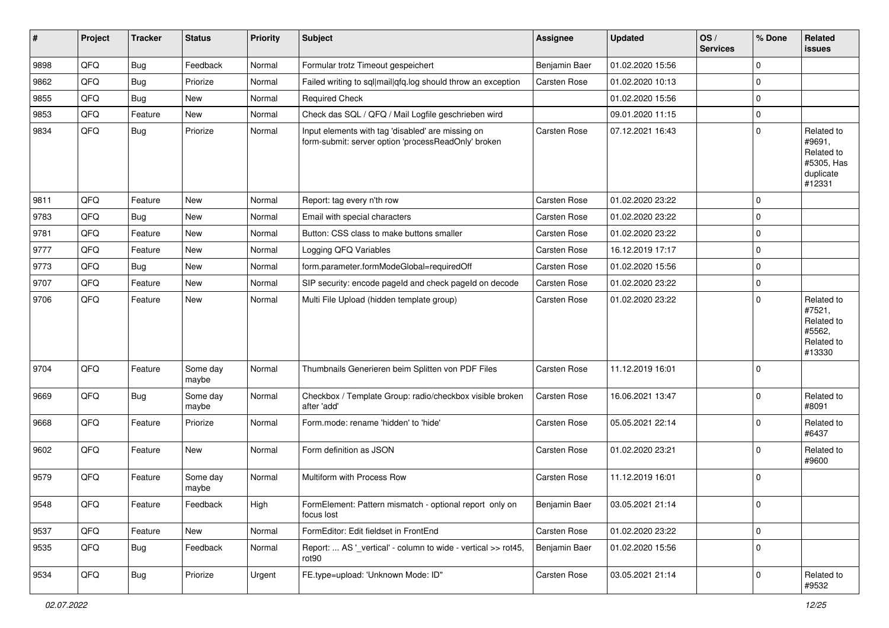| # | Project | Tracker | Status | Priority | Subject | Assignee | Updated | OS / Services | % Done | Related issues |
|---|---|---|---|---|---|---|---|---|---|---|
| 9898 | QFQ | Bug | Feedback | Normal | Formular trotz Timeout gespeichert | Benjamin Baer | 01.02.2020 15:56 | | 0 | |
| 9862 | QFQ | Bug | Priorize | Normal | Failed writing to sql\|mail\|qfq.log should throw an exception | Carsten Rose | 01.02.2020 10:13 | | 0 | |
| 9855 | QFQ | Bug | New | Normal | Required Check | | 01.02.2020 15:56 | | 0 | |
| 9853 | QFQ | Feature | New | Normal | Check das SQL / QFQ / Mail Logfile geschrieben wird | | 09.01.2020 11:15 | | 0 | |
| 9834 | QFQ | Bug | Priorize | Normal | Input elements with tag 'disabled' are missing on form-submit: server option 'processReadOnly' broken | Carsten Rose | 07.12.2021 16:43 | | 0 | Related to #9691, Related to #5305, Has duplicate #12331 |
| 9811 | QFQ | Feature | New | Normal | Report: tag every n'th row | Carsten Rose | 01.02.2020 23:22 | | 0 | |
| 9783 | QFQ | Bug | New | Normal | Email with special characters | Carsten Rose | 01.02.2020 23:22 | | 0 | |
| 9781 | QFQ | Feature | New | Normal | Button: CSS class to make buttons smaller | Carsten Rose | 01.02.2020 23:22 | | 0 | |
| 9777 | QFQ | Feature | New | Normal | Logging QFQ Variables | Carsten Rose | 16.12.2019 17:17 | | 0 | |
| 9773 | QFQ | Bug | New | Normal | form.parameter.formModeGlobal=requiredOff | Carsten Rose | 01.02.2020 15:56 | | 0 | |
| 9707 | QFQ | Feature | New | Normal | SIP security: encode pageId and check pageId on decode | Carsten Rose | 01.02.2020 23:22 | | 0 | |
| 9706 | QFQ | Feature | New | Normal | Multi File Upload (hidden template group) | Carsten Rose | 01.02.2020 23:22 | | 0 | Related to #7521, Related to #5562, Related to #13330 |
| 9704 | QFQ | Feature | Some day maybe | Normal | Thumbnails Generieren beim Splitten von PDF Files | Carsten Rose | 11.12.2019 16:01 | | 0 | |
| 9669 | QFQ | Bug | Some day maybe | Normal | Checkbox / Template Group: radio/checkbox visible broken after 'add' | Carsten Rose | 16.06.2021 13:47 | | 0 | Related to #8091 |
| 9668 | QFQ | Feature | Priorize | Normal | Form.mode: rename 'hidden' to 'hide' | Carsten Rose | 05.05.2021 22:14 | | 0 | Related to #6437 |
| 9602 | QFQ | Feature | New | Normal | Form definition as JSON | Carsten Rose | 01.02.2020 23:21 | | 0 | Related to #9600 |
| 9579 | QFQ | Feature | Some day maybe | Normal | Multiform with Process Row | Carsten Rose | 11.12.2019 16:01 | | 0 | |
| 9548 | QFQ | Feature | Feedback | High | FormElement: Pattern mismatch - optional report only on focus lost | Benjamin Baer | 03.05.2021 21:14 | | 0 | |
| 9537 | QFQ | Feature | New | Normal | FormEditor: Edit fieldset in FrontEnd | Carsten Rose | 01.02.2020 23:22 | | 0 | |
| 9535 | QFQ | Bug | Feedback | Normal | Report: ... AS '_vertical' - column to wide - vertical >> rot45, rot90 | Benjamin Baer | 01.02.2020 15:56 | | 0 | |
| 9534 | QFQ | Bug | Priorize | Urgent | FE.type=upload: 'Unknown Mode: ID" | Carsten Rose | 03.05.2021 21:14 | | 0 | Related to #9532 |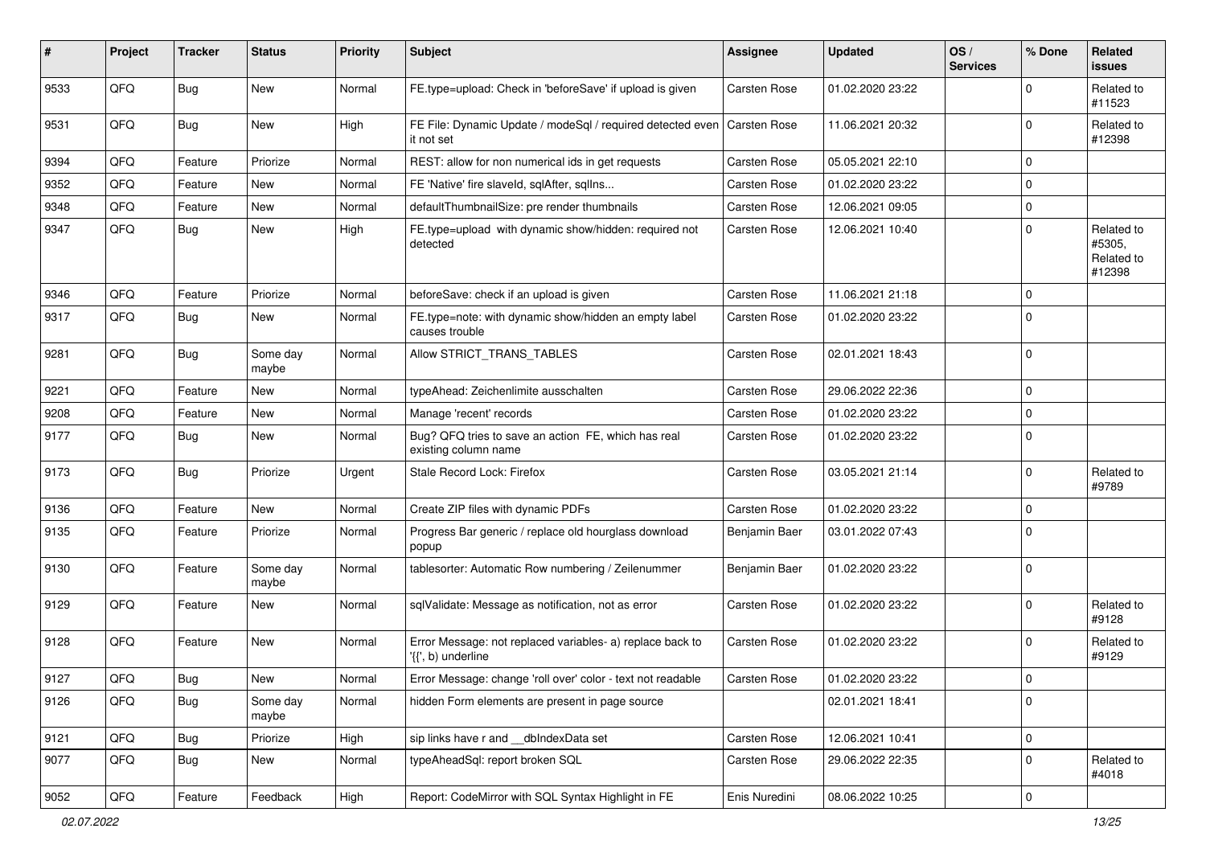| # | Project | Tracker | Status | Priority | Subject | Assignee | Updated | OS / Services | % Done | Related issues |
|---|---|---|---|---|---|---|---|---|---|---|
| 9533 | QFQ | Bug | New | Normal | FE.type=upload: Check in 'beforeSave' if upload is given | Carsten Rose | 01.02.2020 23:22 | | 0 | Related to #11523 |
| 9531 | QFQ | Bug | New | High | FE File: Dynamic Update / modeSql / required detected even it not set | Carsten Rose | 11.06.2021 20:32 | | 0 | Related to #12398 |
| 9394 | QFQ | Feature | Priorize | Normal | REST: allow for non numerical ids in get requests | Carsten Rose | 05.05.2021 22:10 | | 0 | |
| 9352 | QFQ | Feature | New | Normal | FE 'Native' fire slaveId, sqlAfter, sqlIns... | Carsten Rose | 01.02.2020 23:22 | | 0 | |
| 9348 | QFQ | Feature | New | Normal | defaultThumbnailSize: pre render thumbnails | Carsten Rose | 12.06.2021 09:05 | | 0 | |
| 9347 | QFQ | Bug | New | High | FE.type=upload with dynamic show/hidden: required not detected | Carsten Rose | 12.06.2021 10:40 | | 0 | Related to #5305, Related to #12398 |
| 9346 | QFQ | Feature | Priorize | Normal | beforeSave: check if an upload is given | Carsten Rose | 11.06.2021 21:18 | | 0 | |
| 9317 | QFQ | Bug | New | Normal | FE.type=note: with dynamic show/hidden an empty label causes trouble | Carsten Rose | 01.02.2020 23:22 | | 0 | |
| 9281 | QFQ | Bug | Some day maybe | Normal | Allow STRICT_TRANS_TABLES | Carsten Rose | 02.01.2021 18:43 | | 0 | |
| 9221 | QFQ | Feature | New | Normal | typeAhead: Zeichenlimite ausschalten | Carsten Rose | 29.06.2022 22:36 | | 0 | |
| 9208 | QFQ | Feature | New | Normal | Manage 'recent' records | Carsten Rose | 01.02.2020 23:22 | | 0 | |
| 9177 | QFQ | Bug | New | Normal | Bug? QFQ tries to save an action FE, which has real existing column name | Carsten Rose | 01.02.2020 23:22 | | 0 | |
| 9173 | QFQ | Bug | Priorize | Urgent | Stale Record Lock: Firefox | Carsten Rose | 03.05.2021 21:14 | | 0 | Related to #9789 |
| 9136 | QFQ | Feature | New | Normal | Create ZIP files with dynamic PDFs | Carsten Rose | 01.02.2020 23:22 | | 0 | |
| 9135 | QFQ | Feature | Priorize | Normal | Progress Bar generic / replace old hourglass download popup | Benjamin Baer | 03.01.2022 07:43 | | 0 | |
| 9130 | QFQ | Feature | Some day maybe | Normal | tablesorter: Automatic Row numbering / Zeilenummer | Benjamin Baer | 01.02.2020 23:22 | | 0 | |
| 9129 | QFQ | Feature | New | Normal | sqlValidate: Message as notification, not as error | Carsten Rose | 01.02.2020 23:22 | | 0 | Related to #9128 |
| 9128 | QFQ | Feature | New | Normal | Error Message: not replaced variables- a) replace back to '{{', b) underline | Carsten Rose | 01.02.2020 23:22 | | 0 | Related to #9129 |
| 9127 | QFQ | Bug | New | Normal | Error Message: change 'roll over' color - text not readable | Carsten Rose | 01.02.2020 23:22 | | 0 | |
| 9126 | QFQ | Bug | Some day maybe | Normal | hidden Form elements are present in page source | | 02.01.2021 18:41 | | 0 | |
| 9121 | QFQ | Bug | Priorize | High | sip links have r and __dbIndexData set | Carsten Rose | 12.06.2021 10:41 | | 0 | |
| 9077 | QFQ | Bug | New | Normal | typeAheadSql: report broken SQL | Carsten Rose | 29.06.2022 22:35 | | 0 | Related to #4018 |
| 9052 | QFQ | Feature | Feedback | High | Report: CodeMirror with SQL Syntax Highlight in FE | Enis Nuredini | 08.06.2022 10:25 | | 0 | |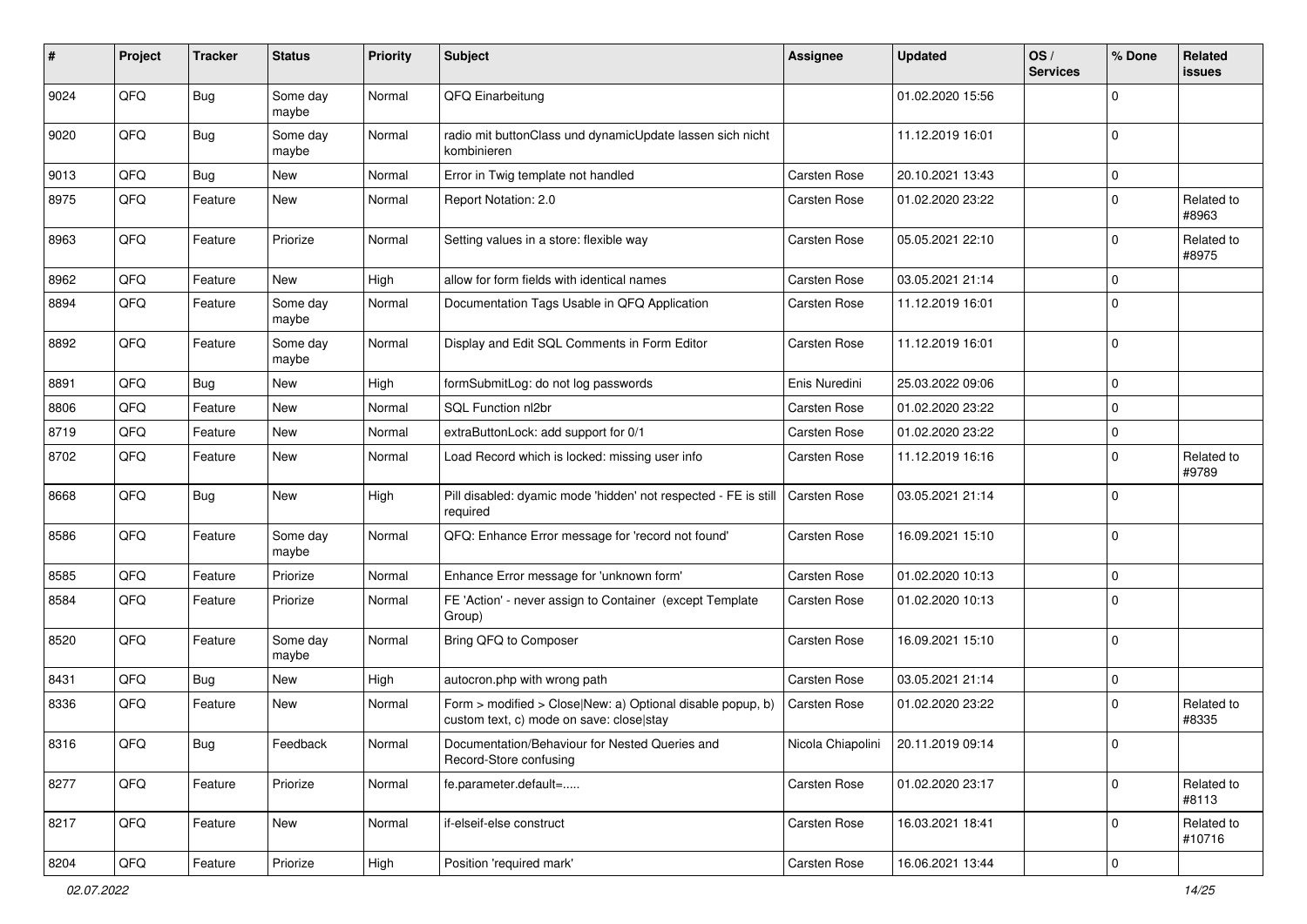| # | Project | Tracker | Status | Priority | Subject | Assignee | Updated | OS / Services | % Done | Related issues |
|---|---|---|---|---|---|---|---|---|---|---|
| 9024 | QFQ | Bug | Some day maybe | Normal | QFQ Einarbeitung | | 01.02.2020 15:56 | | 0 | |
| 9020 | QFQ | Bug | Some day maybe | Normal | radio mit buttonClass und dynamicUpdate lassen sich nicht kombinieren | | 11.12.2019 16:01 | | 0 | |
| 9013 | QFQ | Bug | New | Normal | Error in Twig template not handled | Carsten Rose | 20.10.2021 13:43 | | 0 | |
| 8975 | QFQ | Feature | New | Normal | Report Notation: 2.0 | Carsten Rose | 01.02.2020 23:22 | | 0 | Related to #8963 |
| 8963 | QFQ | Feature | Priorize | Normal | Setting values in a store: flexible way | Carsten Rose | 05.05.2021 22:10 | | 0 | Related to #8975 |
| 8962 | QFQ | Feature | New | High | allow for form fields with identical names | Carsten Rose | 03.05.2021 21:14 | | 0 | |
| 8894 | QFQ | Feature | Some day maybe | Normal | Documentation Tags Usable in QFQ Application | Carsten Rose | 11.12.2019 16:01 | | 0 | |
| 8892 | QFQ | Feature | Some day maybe | Normal | Display and Edit SQL Comments in Form Editor | Carsten Rose | 11.12.2019 16:01 | | 0 | |
| 8891 | QFQ | Bug | New | High | formSubmitLog: do not log passwords | Enis Nuredini | 25.03.2022 09:06 | | 0 | |
| 8806 | QFQ | Feature | New | Normal | SQL Function nl2br | Carsten Rose | 01.02.2020 23:22 | | 0 | |
| 8719 | QFQ | Feature | New | Normal | extraButtonLock: add support for 0/1 | Carsten Rose | 01.02.2020 23:22 | | 0 | |
| 8702 | QFQ | Feature | New | Normal | Load Record which is locked: missing user info | Carsten Rose | 11.12.2019 16:16 | | 0 | Related to #9789 |
| 8668 | QFQ | Bug | New | High | Pill disabled: dyamic mode 'hidden' not respected - FE is still required | Carsten Rose | 03.05.2021 21:14 | | 0 | |
| 8586 | QFQ | Feature | Some day maybe | Normal | QFQ: Enhance Error message for 'record not found' | Carsten Rose | 16.09.2021 15:10 | | 0 | |
| 8585 | QFQ | Feature | Priorize | Normal | Enhance Error message for 'unknown form' | Carsten Rose | 01.02.2020 10:13 | | 0 | |
| 8584 | QFQ | Feature | Priorize | Normal | FE 'Action' - never assign to Container (except Template Group) | Carsten Rose | 01.02.2020 10:13 | | 0 | |
| 8520 | QFQ | Feature | Some day maybe | Normal | Bring QFQ to Composer | Carsten Rose | 16.09.2021 15:10 | | 0 | |
| 8431 | QFQ | Bug | New | High | autocron.php with wrong path | Carsten Rose | 03.05.2021 21:14 | | 0 | |
| 8336 | QFQ | Feature | New | Normal | Form > modified > Close\|New: a) Optional disable popup, b) custom text, c) mode on save: close\|stay | Carsten Rose | 01.02.2020 23:22 | | 0 | Related to #8335 |
| 8316 | QFQ | Bug | Feedback | Normal | Documentation/Behaviour for Nested Queries and Record-Store confusing | Nicola Chiapolini | 20.11.2019 09:14 | | 0 | |
| 8277 | QFQ | Feature | Priorize | Normal | fe.parameter.default=..... | Carsten Rose | 01.02.2020 23:17 | | 0 | Related to #8113 |
| 8217 | QFQ | Feature | New | Normal | if-elseif-else construct | Carsten Rose | 16.03.2021 18:41 | | 0 | Related to #10716 |
| 8204 | QFQ | Feature | Priorize | High | Position 'required mark' | Carsten Rose | 16.06.2021 13:44 | | 0 | |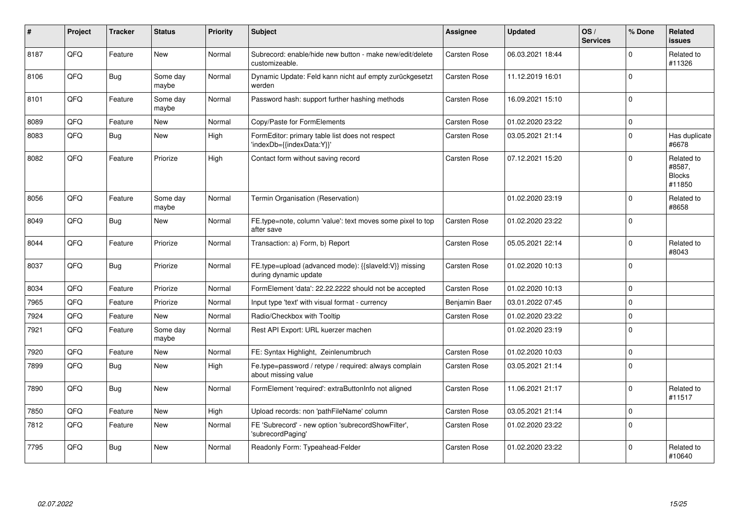| # | Project | Tracker | Status | Priority | Subject | Assignee | Updated | OS / Services | % Done | Related issues |
|---|---|---|---|---|---|---|---|---|---|---|
| 8187 | QFQ | Feature | New | Normal | Subrecord: enable/hide new button - make new/edit/delete customizeable. | Carsten Rose | 06.03.2021 18:44 | | 0 | Related to #11326 |
| 8106 | QFQ | Bug | Some day maybe | Normal | Dynamic Update: Feld kann nicht auf empty zurückgesetzt werden | Carsten Rose | 11.12.2019 16:01 | | 0 | |
| 8101 | QFQ | Feature | Some day maybe | Normal | Password hash: support further hashing methods | Carsten Rose | 16.09.2021 15:10 | | 0 | |
| 8089 | QFQ | Feature | New | Normal | Copy/Paste for FormElements | Carsten Rose | 01.02.2020 23:22 | | 0 | |
| 8083 | QFQ | Bug | New | High | FormEditor: primary table list does not respect 'indexDb={{indexData:Y}}' | Carsten Rose | 03.05.2021 21:14 | | 0 | Has duplicate #6678 |
| 8082 | QFQ | Feature | Priorize | High | Contact form without saving record | Carsten Rose | 07.12.2021 15:20 | | 0 | Related to #8587, Blocks #11850 |
| 8056 | QFQ | Feature | Some day maybe | Normal | Termin Organisation (Reservation) | | 01.02.2020 23:19 | | 0 | Related to #8658 |
| 8049 | QFQ | Bug | New | Normal | FE.type=note, column 'value': text moves some pixel to top after save | Carsten Rose | 01.02.2020 23:22 | | 0 | |
| 8044 | QFQ | Feature | Priorize | Normal | Transaction: a) Form, b) Report | Carsten Rose | 05.05.2021 22:14 | | 0 | Related to #8043 |
| 8037 | QFQ | Bug | Priorize | Normal | FE.type=upload (advanced mode): {{slaveId:V}} missing during dynamic update | Carsten Rose | 01.02.2020 10:13 | | 0 | |
| 8034 | QFQ | Feature | Priorize | Normal | FormElement 'data': 22.22.2222 should not be accepted | Carsten Rose | 01.02.2020 10:13 | | 0 | |
| 7965 | QFQ | Feature | Priorize | Normal | Input type 'text' with visual format - currency | Benjamin Baer | 03.01.2022 07:45 | | 0 | |
| 7924 | QFQ | Feature | New | Normal | Radio/Checkbox with Tooltip | Carsten Rose | 01.02.2020 23:22 | | 0 | |
| 7921 | QFQ | Feature | Some day maybe | Normal | Rest API Export: URL kuerzer machen | | 01.02.2020 23:19 | | 0 | |
| 7920 | QFQ | Feature | New | Normal | FE: Syntax Highlight, Zeilenumbruch | Carsten Rose | 01.02.2020 10:03 | | 0 | |
| 7899 | QFQ | Bug | New | High | Fe.type=password / retype / required: always complain about missing value | Carsten Rose | 03.05.2021 21:14 | | 0 | |
| 7890 | QFQ | Bug | New | Normal | FormElement 'required': extraButtonInfo not aligned | Carsten Rose | 11.06.2021 21:17 | | 0 | Related to #11517 |
| 7850 | QFQ | Feature | New | High | Upload records: non 'pathFileName' column | Carsten Rose | 03.05.2021 21:14 | | 0 | |
| 7812 | QFQ | Feature | New | Normal | FE 'Subrecord' - new option 'subrecordShowFilter', 'subrecordPaging' | Carsten Rose | 01.02.2020 23:22 | | 0 | |
| 7795 | QFQ | Bug | New | Normal | Readonly Form: Typeahead-Felder | Carsten Rose | 01.02.2020 23:22 | | 0 | Related to #10640 |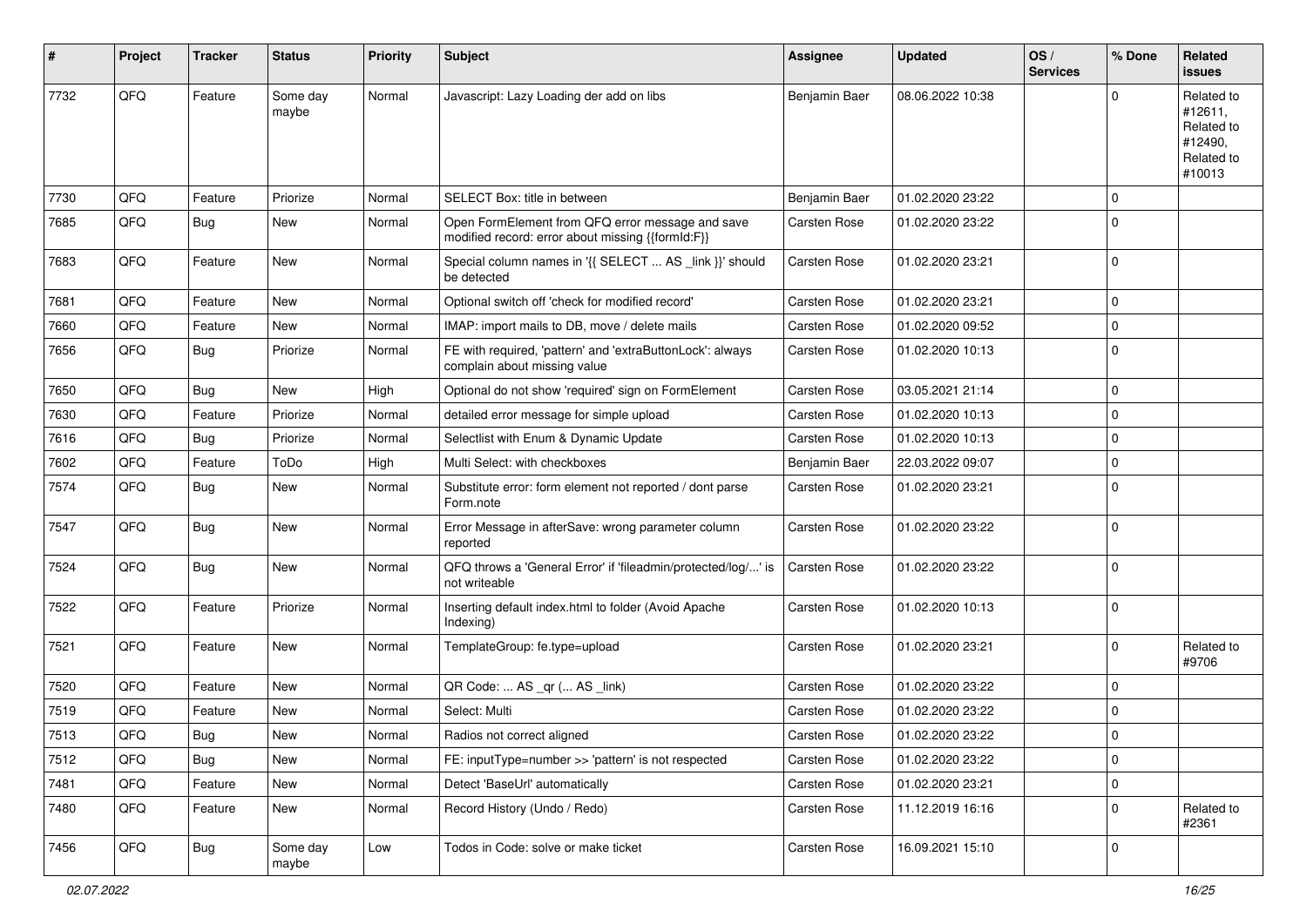| # | Project | Tracker | Status | Priority | Subject | Assignee | Updated | OS / Services | % Done | Related issues |
|---|---|---|---|---|---|---|---|---|---|---|
| 7732 | QFQ | Feature | Some day maybe | Normal | Javascript: Lazy Loading der add on libs | Benjamin Baer | 08.06.2022 10:38 | | 0 | Related to #12611, Related to #12490, Related to #10013 |
| 7730 | QFQ | Feature | Priorize | Normal | SELECT Box: title in between | Benjamin Baer | 01.02.2020 23:22 | | 0 | |
| 7685 | QFQ | Bug | New | Normal | Open FormElement from QFQ error message and save modified record: error about missing {{formId:F}} | Carsten Rose | 01.02.2020 23:22 | | 0 | |
| 7683 | QFQ | Feature | New | Normal | Special column names in '{{ SELECT ... AS _link }}' should be detected | Carsten Rose | 01.02.2020 23:21 | | 0 | |
| 7681 | QFQ | Feature | New | Normal | Optional switch off 'check for modified record' | Carsten Rose | 01.02.2020 23:21 | | 0 | |
| 7660 | QFQ | Feature | New | Normal | IMAP: import mails to DB, move / delete mails | Carsten Rose | 01.02.2020 09:52 | | 0 | |
| 7656 | QFQ | Bug | Priorize | Normal | FE with required, 'pattern' and 'extraButtonLock': always complain about missing value | Carsten Rose | 01.02.2020 10:13 | | 0 | |
| 7650 | QFQ | Bug | New | High | Optional do not show 'required' sign on FormElement | Carsten Rose | 03.05.2021 21:14 | | 0 | |
| 7630 | QFQ | Feature | Priorize | Normal | detailed error message for simple upload | Carsten Rose | 01.02.2020 10:13 | | 0 | |
| 7616 | QFQ | Bug | Priorize | Normal | Selectlist with Enum & Dynamic Update | Carsten Rose | 01.02.2020 10:13 | | 0 | |
| 7602 | QFQ | Feature | ToDo | High | Multi Select: with checkboxes | Benjamin Baer | 22.03.2022 09:07 | | 0 | |
| 7574 | QFQ | Bug | New | Normal | Substitute error: form element not reported / dont parse Form.note | Carsten Rose | 01.02.2020 23:21 | | 0 | |
| 7547 | QFQ | Bug | New | Normal | Error Message in afterSave: wrong parameter column reported | Carsten Rose | 01.02.2020 23:22 | | 0 | |
| 7524 | QFQ | Bug | New | Normal | QFQ throws a 'General Error' if 'fileadmin/protected/log/...' is not writeable | Carsten Rose | 01.02.2020 23:22 | | 0 | |
| 7522 | QFQ | Feature | Priorize | Normal | Inserting default index.html to folder (Avoid Apache Indexing) | Carsten Rose | 01.02.2020 10:13 | | 0 | |
| 7521 | QFQ | Feature | New | Normal | TemplateGroup: fe.type=upload | Carsten Rose | 01.02.2020 23:21 | | 0 | Related to #9706 |
| 7520 | QFQ | Feature | New | Normal | QR Code: ... AS _qr (... AS _link) | Carsten Rose | 01.02.2020 23:22 | | 0 | |
| 7519 | QFQ | Feature | New | Normal | Select: Multi | Carsten Rose | 01.02.2020 23:22 | | 0 | |
| 7513 | QFQ | Bug | New | Normal | Radios not correct aligned | Carsten Rose | 01.02.2020 23:22 | | 0 | |
| 7512 | QFQ | Bug | New | Normal | FE: inputType=number >> 'pattern' is not respected | Carsten Rose | 01.02.2020 23:22 | | 0 | |
| 7481 | QFQ | Feature | New | Normal | Detect 'BaseUrl' automatically | Carsten Rose | 01.02.2020 23:21 | | 0 | |
| 7480 | QFQ | Feature | New | Normal | Record History (Undo / Redo) | Carsten Rose | 11.12.2019 16:16 | | 0 | Related to #2361 |
| 7456 | QFQ | Bug | Some day maybe | Low | Todos in Code: solve or make ticket | Carsten Rose | 16.09.2021 15:10 | | 0 | |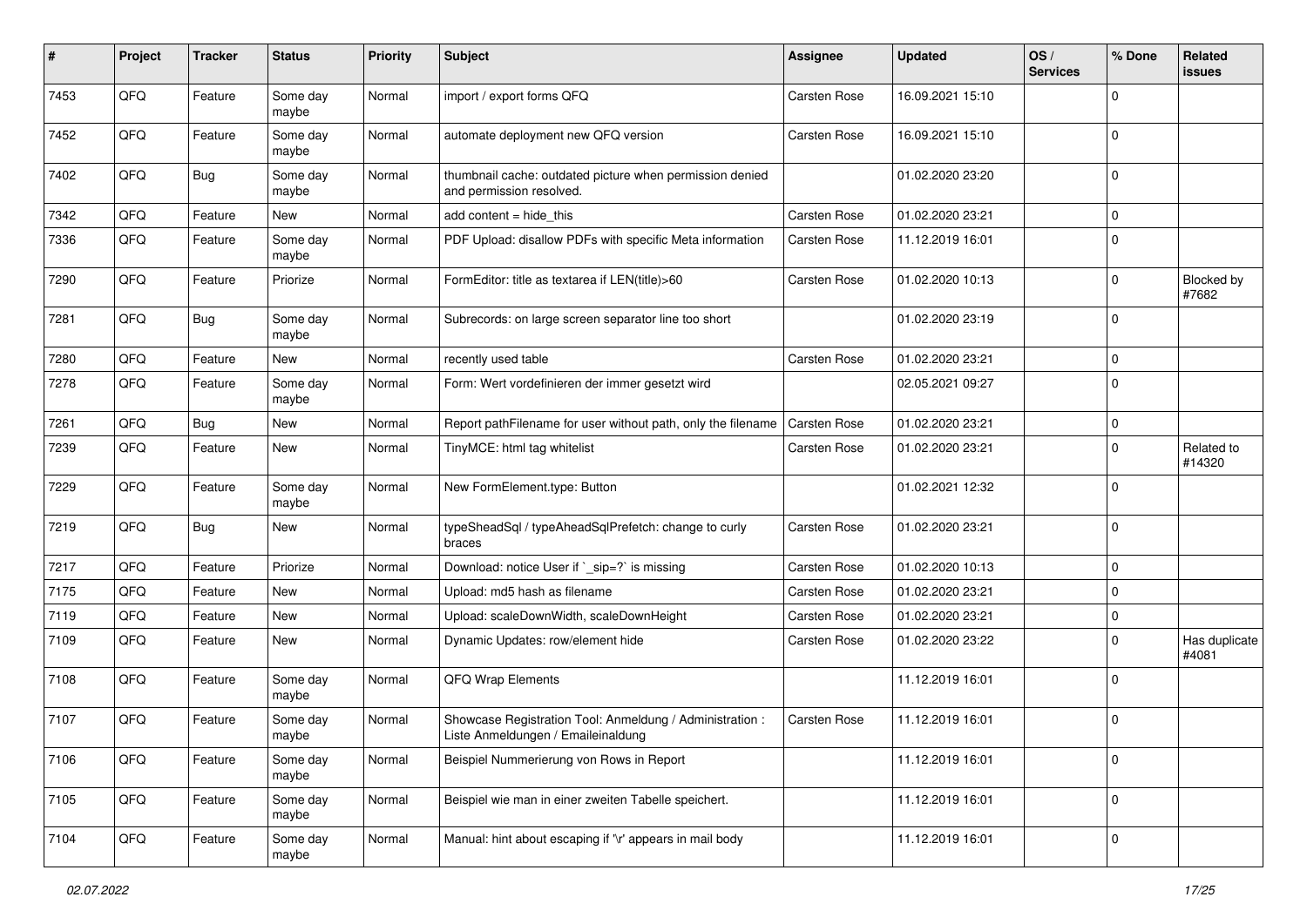| # | Project | Tracker | Status | Priority | Subject | Assignee | Updated | OS / Services | % Done | Related issues |
|---|---|---|---|---|---|---|---|---|---|---|
| 7453 | QFQ | Feature | Some day maybe | Normal | import / export forms QFQ | Carsten Rose | 16.09.2021 15:10 | | 0 | |
| 7452 | QFQ | Feature | Some day maybe | Normal | automate deployment new QFQ version | Carsten Rose | 16.09.2021 15:10 | | 0 | |
| 7402 | QFQ | Bug | Some day maybe | Normal | thumbnail cache: outdated picture when permission denied and permission resolved. | | 01.02.2020 23:20 | | 0 | |
| 7342 | QFQ | Feature | New | Normal | add content = hide_this | Carsten Rose | 01.02.2020 23:21 | | 0 | |
| 7336 | QFQ | Feature | Some day maybe | Normal | PDF Upload: disallow PDFs with specific Meta information | Carsten Rose | 11.12.2019 16:01 | | 0 | |
| 7290 | QFQ | Feature | Priorize | Normal | FormEditor: title as textarea if LEN(title)>60 | Carsten Rose | 01.02.2020 10:13 | | 0 | Blocked by #7682 |
| 7281 | QFQ | Bug | Some day maybe | Normal | Subrecords: on large screen separator line too short | | 01.02.2020 23:19 | | 0 | |
| 7280 | QFQ | Feature | New | Normal | recently used table | Carsten Rose | 01.02.2020 23:21 | | 0 | |
| 7278 | QFQ | Feature | Some day maybe | Normal | Form: Wert vordefinieren der immer gesetzt wird | | 02.05.2021 09:27 | | 0 | |
| 7261 | QFQ | Bug | New | Normal | Report pathFilename for user without path, only the filename | Carsten Rose | 01.02.2020 23:21 | | 0 | |
| 7239 | QFQ | Feature | New | Normal | TinyMCE: html tag whitelist | Carsten Rose | 01.02.2020 23:21 | | 0 | Related to #14320 |
| 7229 | QFQ | Feature | Some day maybe | Normal | New FormElement.type: Button | | 01.02.2021 12:32 | | 0 | |
| 7219 | QFQ | Bug | New | Normal | typeSheadSql / typeAheadSqlPrefetch: change to curly braces | Carsten Rose | 01.02.2020 23:21 | | 0 | |
| 7217 | QFQ | Feature | Priorize | Normal | Download: notice User if `_sip=?` is missing | Carsten Rose | 01.02.2020 10:13 | | 0 | |
| 7175 | QFQ | Feature | New | Normal | Upload: md5 hash as filename | Carsten Rose | 01.02.2020 23:21 | | 0 | |
| 7119 | QFQ | Feature | New | Normal | Upload: scaleDownWidth, scaleDownHeight | Carsten Rose | 01.02.2020 23:21 | | 0 | |
| 7109 | QFQ | Feature | New | Normal | Dynamic Updates: row/element hide | Carsten Rose | 01.02.2020 23:22 | | 0 | Has duplicate #4081 |
| 7108 | QFQ | Feature | Some day maybe | Normal | QFQ Wrap Elements | | 11.12.2019 16:01 | | 0 | |
| 7107 | QFQ | Feature | Some day maybe | Normal | Showcase Registration Tool: Anmeldung / Administration : Liste Anmeldungen / Emaileinaldung | Carsten Rose | 11.12.2019 16:01 | | 0 | |
| 7106 | QFQ | Feature | Some day maybe | Normal | Beispiel Nummerierung von Rows in Report | | 11.12.2019 16:01 | | 0 | |
| 7105 | QFQ | Feature | Some day maybe | Normal | Beispiel wie man in einer zweiten Tabelle speichert. | | 11.12.2019 16:01 | | 0 | |
| 7104 | QFQ | Feature | Some day maybe | Normal | Manual: hint about escaping if '\r' appears in mail body | | 11.12.2019 16:01 | | 0 | |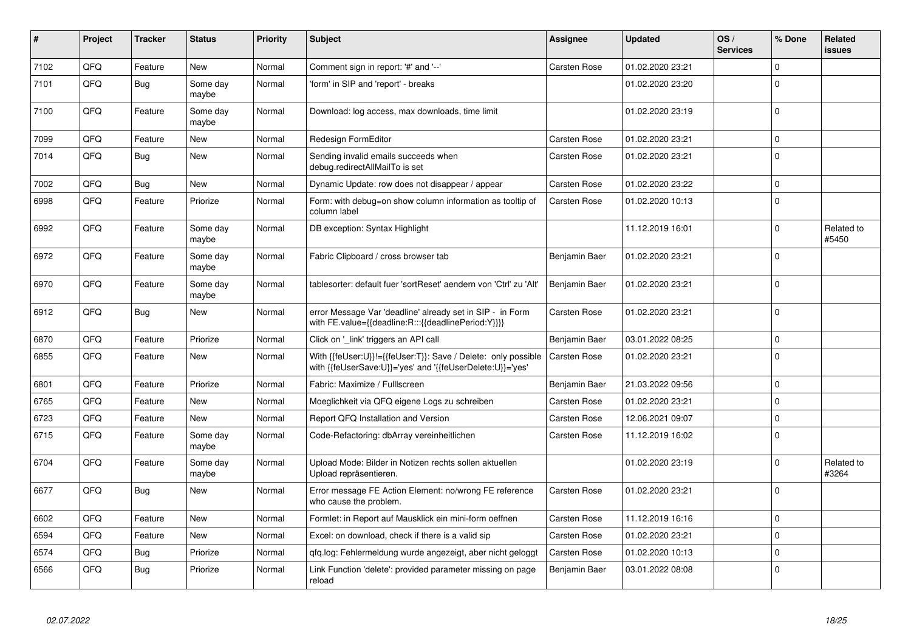| # | Project | Tracker | Status | Priority | Subject | Assignee | Updated | OS / Services | % Done | Related issues |
|---|---|---|---|---|---|---|---|---|---|---|
| 7102 | QFQ | Feature | New | Normal | Comment sign in report: '#' and '--' | Carsten Rose | 01.02.2020 23:21 | | 0 | |
| 7101 | QFQ | Bug | Some day maybe | Normal | 'form' in SIP and 'report' - breaks | | 01.02.2020 23:20 | | 0 | |
| 7100 | QFQ | Feature | Some day maybe | Normal | Download: log access, max downloads, time limit | | 01.02.2020 23:19 | | 0 | |
| 7099 | QFQ | Feature | New | Normal | Redesign FormEditor | Carsten Rose | 01.02.2020 23:21 | | 0 | |
| 7014 | QFQ | Bug | New | Normal | Sending invalid emails succeeds when debug.redirectAllMailTo is set | Carsten Rose | 01.02.2020 23:21 | | 0 | |
| 7002 | QFQ | Bug | New | Normal | Dynamic Update: row does not disappear / appear | Carsten Rose | 01.02.2020 23:22 | | 0 | |
| 6998 | QFQ | Feature | Priorize | Normal | Form: with debug=on show column information as tooltip of column label | Carsten Rose | 01.02.2020 10:13 | | 0 | |
| 6992 | QFQ | Feature | Some day maybe | Normal | DB exception: Syntax Highlight | | 11.12.2019 16:01 | | 0 | Related to #5450 |
| 6972 | QFQ | Feature | Some day maybe | Normal | Fabric Clipboard / cross browser tab | Benjamin Baer | 01.02.2020 23:21 | | 0 | |
| 6970 | QFQ | Feature | Some day maybe | Normal | tablesorter: default fuer 'sortReset' aendern von 'Ctrl' zu 'Alt' | Benjamin Baer | 01.02.2020 23:21 | | 0 | |
| 6912 | QFQ | Bug | New | Normal | error Message Var 'deadline' already set in SIP - in Form with FE.value={{deadline:R:::{{deadlinePeriod:Y}}}} | Carsten Rose | 01.02.2020 23:21 | | 0 | |
| 6870 | QFQ | Feature | Priorize | Normal | Click on '_link' triggers an API call | Benjamin Baer | 03.01.2022 08:25 | | 0 | |
| 6855 | QFQ | Feature | New | Normal | With {{feUser:U}}!={{feUser:T}}: Save / Delete: only possible with {{feUserSave:U}}='yes' and '{{feUserDelete:U}}='yes' | Carsten Rose | 01.02.2020 23:21 | | 0 | |
| 6801 | QFQ | Feature | Priorize | Normal | Fabric: Maximize / Fulllscreen | Benjamin Baer | 21.03.2022 09:56 | | 0 | |
| 6765 | QFQ | Feature | New | Normal | Moeglichkeit via QFQ eigene Logs zu schreiben | Carsten Rose | 01.02.2020 23:21 | | 0 | |
| 6723 | QFQ | Feature | New | Normal | Report QFQ Installation and Version | Carsten Rose | 12.06.2021 09:07 | | 0 | |
| 6715 | QFQ | Feature | Some day maybe | Normal | Code-Refactoring: dbArray vereinheitlichen | Carsten Rose | 11.12.2019 16:02 | | 0 | |
| 6704 | QFQ | Feature | Some day maybe | Normal | Upload Mode: Bilder in Notizen rechts sollen aktuellen Upload repräsentieren. | | 01.02.2020 23:19 | | 0 | Related to #3264 |
| 6677 | QFQ | Bug | New | Normal | Error message FE Action Element: no/wrong FE reference who cause the problem. | Carsten Rose | 01.02.2020 23:21 | | 0 | |
| 6602 | QFQ | Feature | New | Normal | Formlet: in Report auf Mausklick ein mini-form oeffnen | Carsten Rose | 11.12.2019 16:16 | | 0 | |
| 6594 | QFQ | Feature | New | Normal | Excel: on download, check if there is a valid sip | Carsten Rose | 01.02.2020 23:21 | | 0 | |
| 6574 | QFQ | Bug | Priorize | Normal | qfq.log: Fehlermeldung wurde angezeigt, aber nicht geloggt | Carsten Rose | 01.02.2020 10:13 | | 0 | |
| 6566 | QFQ | Bug | Priorize | Normal | Link Function 'delete': provided parameter missing on page reload | Benjamin Baer | 03.01.2022 08:08 | | 0 | |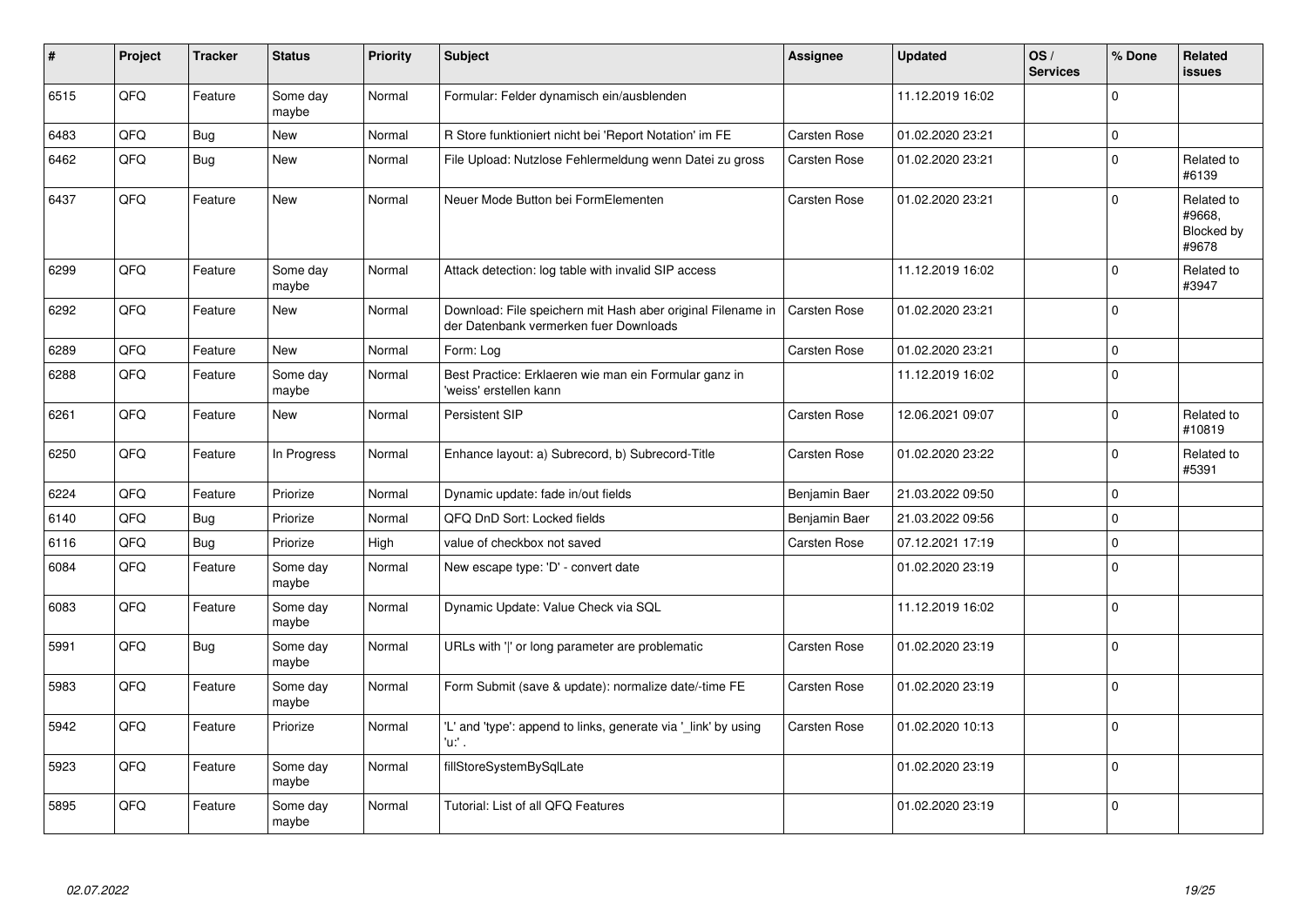| # | Project | Tracker | Status | Priority | Subject | Assignee | Updated | OS / Services | % Done | Related issues |
|---|---|---|---|---|---|---|---|---|---|---|
| 6515 | QFQ | Feature | Some day maybe | Normal | Formular: Felder dynamisch ein/ausblenden | | 11.12.2019 16:02 | | 0 | |
| 6483 | QFQ | Bug | New | Normal | R Store funktioniert nicht bei 'Report Notation' im FE | Carsten Rose | 01.02.2020 23:21 | | 0 | |
| 6462 | QFQ | Bug | New | Normal | File Upload: Nutzlose Fehlermeldung wenn Datei zu gross | Carsten Rose | 01.02.2020 23:21 | | 0 | Related to #6139 |
| 6437 | QFQ | Feature | New | Normal | Neuer Mode Button bei FormElementen | Carsten Rose | 01.02.2020 23:21 | | 0 | Related to #9668, Blocked by #9678 |
| 6299 | QFQ | Feature | Some day maybe | Normal | Attack detection: log table with invalid SIP access | | 11.12.2019 16:02 | | 0 | Related to #3947 |
| 6292 | QFQ | Feature | New | Normal | Download: File speichern mit Hash aber original Filename in der Datenbank vermerken fuer Downloads | Carsten Rose | 01.02.2020 23:21 | | 0 | |
| 6289 | QFQ | Feature | New | Normal | Form: Log | Carsten Rose | 01.02.2020 23:21 | | 0 | |
| 6288 | QFQ | Feature | Some day maybe | Normal | Best Practice: Erklaeren wie man ein Formular ganz in 'weiss' erstellen kann | | 11.12.2019 16:02 | | 0 | |
| 6261 | QFQ | Feature | New | Normal | Persistent SIP | Carsten Rose | 12.06.2021 09:07 | | 0 | Related to #10819 |
| 6250 | QFQ | Feature | In Progress | Normal | Enhance layout: a) Subrecord, b) Subrecord-Title | Carsten Rose | 01.02.2020 23:22 | | 0 | Related to #5391 |
| 6224 | QFQ | Feature | Priorize | Normal | Dynamic update: fade in/out fields | Benjamin Baer | 21.03.2022 09:50 | | 0 | |
| 6140 | QFQ | Bug | Priorize | Normal | QFQ DnD Sort: Locked fields | Benjamin Baer | 21.03.2022 09:56 | | 0 | |
| 6116 | QFQ | Bug | Priorize | High | value of checkbox not saved | Carsten Rose | 07.12.2021 17:19 | | 0 | |
| 6084 | QFQ | Feature | Some day maybe | Normal | New escape type: 'D' - convert date | | 01.02.2020 23:19 | | 0 | |
| 6083 | QFQ | Feature | Some day maybe | Normal | Dynamic Update: Value Check via SQL | | 11.12.2019 16:02 | | 0 | |
| 5991 | QFQ | Bug | Some day maybe | Normal | URLs with '\|' or long parameter are problematic | Carsten Rose | 01.02.2020 23:19 | | 0 | |
| 5983 | QFQ | Feature | Some day maybe | Normal | Form Submit (save & update): normalize date/-time FE | Carsten Rose | 01.02.2020 23:19 | | 0 | |
| 5942 | QFQ | Feature | Priorize | Normal | 'L' and 'type': append to links, generate via '_link' by using 'u:' . | Carsten Rose | 01.02.2020 10:13 | | 0 | |
| 5923 | QFQ | Feature | Some day maybe | Normal | fillStoreSystemBySqlLate | | 01.02.2020 23:19 | | 0 | |
| 5895 | QFQ | Feature | Some day maybe | Normal | Tutorial: List of all QFQ Features | | 01.02.2020 23:19 | | 0 | |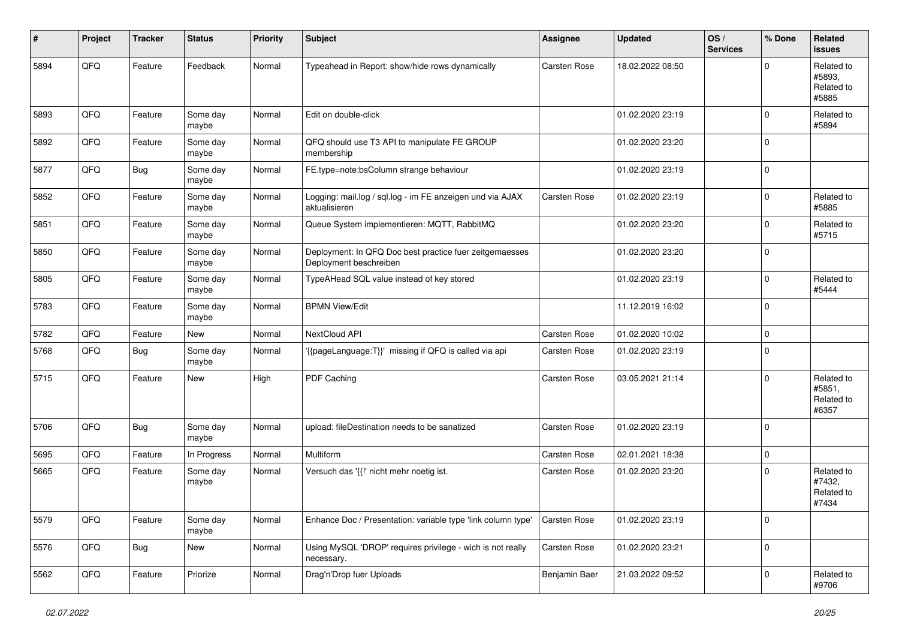| # | Project | Tracker | Status | Priority | Subject | Assignee | Updated | OS / Services | % Done | Related issues |
|---|---|---|---|---|---|---|---|---|---|---|
| 5894 | QFQ | Feature | Feedback | Normal | Typeahead in Report: show/hide rows dynamically | Carsten Rose | 18.02.2022 08:50 | | 0 | Related to #5893, Related to #5885 |
| 5893 | QFQ | Feature | Some day maybe | Normal | Edit on double-click | | 01.02.2020 23:19 | | 0 | Related to #5894 |
| 5892 | QFQ | Feature | Some day maybe | Normal | QFQ should use T3 API to manipulate FE GROUP membership | | 01.02.2020 23:20 | | 0 | |
| 5877 | QFQ | Bug | Some day maybe | Normal | FE.type=note:bsColumn strange behaviour | | 01.02.2020 23:19 | | 0 | |
| 5852 | QFQ | Feature | Some day maybe | Normal | Logging: mail.log / sql.log - im FE anzeigen und via AJAX aktualisieren | Carsten Rose | 01.02.2020 23:19 | | 0 | Related to #5885 |
| 5851 | QFQ | Feature | Some day maybe | Normal | Queue System implementieren: MQTT, RabbitMQ | | 01.02.2020 23:20 | | 0 | Related to #5715 |
| 5850 | QFQ | Feature | Some day maybe | Normal | Deployment: In QFQ Doc best practice fuer zeitgemaesses Deployment beschreiben | | 01.02.2020 23:20 | | 0 | |
| 5805 | QFQ | Feature | Some day maybe | Normal | TypeAHead SQL value instead of key stored | | 01.02.2020 23:19 | | 0 | Related to #5444 |
| 5783 | QFQ | Feature | Some day maybe | Normal | BPMN View/Edit | | 11.12.2019 16:02 | | 0 | |
| 5782 | QFQ | Feature | New | Normal | NextCloud API | Carsten Rose | 01.02.2020 10:02 | | 0 | |
| 5768 | QFQ | Bug | Some day maybe | Normal | '{{pageLanguage:T}}' missing if QFQ is called via api | Carsten Rose | 01.02.2020 23:19 | | 0 | |
| 5715 | QFQ | Feature | New | High | PDF Caching | Carsten Rose | 03.05.2021 21:14 | | 0 | Related to #5851, Related to #6357 |
| 5706 | QFQ | Bug | Some day maybe | Normal | upload: fileDestination needs to be sanatized | Carsten Rose | 01.02.2020 23:19 | | 0 | |
| 5695 | QFQ | Feature | In Progress | Normal | Multiform | Carsten Rose | 02.01.2021 18:38 | | 0 | |
| 5665 | QFQ | Feature | Some day maybe | Normal | Versuch das '{{!' nicht mehr noetig ist. | Carsten Rose | 01.02.2020 23:20 | | 0 | Related to #7432, Related to #7434 |
| 5579 | QFQ | Feature | Some day maybe | Normal | Enhance Doc / Presentation: variable type 'link column type' | Carsten Rose | 01.02.2020 23:19 | | 0 | |
| 5576 | QFQ | Bug | New | Normal | Using MySQL 'DROP' requires privilege - wich is not really necessary. | Carsten Rose | 01.02.2020 23:21 | | 0 | |
| 5562 | QFQ | Feature | Priorize | Normal | Drag'n'Drop fuer Uploads | Benjamin Baer | 21.03.2022 09:52 | | 0 | Related to #9706 |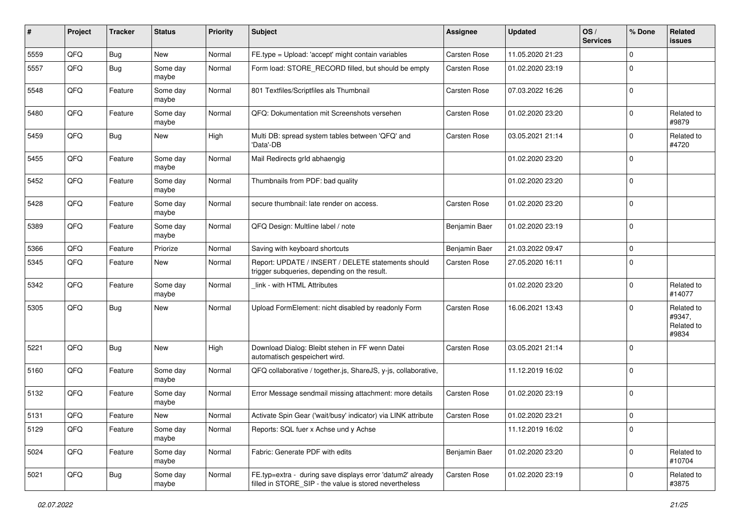| # | Project | Tracker | Status | Priority | Subject | Assignee | Updated | OS / Services | % Done | Related issues |
|---|---|---|---|---|---|---|---|---|---|---|
| 5559 | QFQ | Bug | New | Normal | FE.type = Upload: 'accept' might contain variables | Carsten Rose | 11.05.2020 21:23 | | 0 | |
| 5557 | QFQ | Bug | Some day maybe | Normal | Form load: STORE_RECORD filled, but should be empty | Carsten Rose | 01.02.2020 23:19 | | 0 | |
| 5548 | QFQ | Feature | Some day maybe | Normal | 801 Textfiles/Scriptfiles als Thumbnail | Carsten Rose | 07.03.2022 16:26 | | 0 | |
| 5480 | QFQ | Feature | Some day maybe | Normal | QFQ: Dokumentation mit Screenshots versehen | Carsten Rose | 01.02.2020 23:20 | | 0 | Related to #9879 |
| 5459 | QFQ | Bug | New | High | Multi DB: spread system tables between 'QFQ' and 'Data'-DB | Carsten Rose | 03.05.2021 21:14 | | 0 | Related to #4720 |
| 5455 | QFQ | Feature | Some day maybe | Normal | Mail Redirects grld abhaengig | | 01.02.2020 23:20 | | 0 | |
| 5452 | QFQ | Feature | Some day maybe | Normal | Thumbnails from PDF: bad quality | | 01.02.2020 23:20 | | 0 | |
| 5428 | QFQ | Feature | Some day maybe | Normal | secure thumbnail: late render on access. | Carsten Rose | 01.02.2020 23:20 | | 0 | |
| 5389 | QFQ | Feature | Some day maybe | Normal | QFQ Design: Multline label / note | Benjamin Baer | 01.02.2020 23:19 | | 0 | |
| 5366 | QFQ | Feature | Priorize | Normal | Saving with keyboard shortcuts | Benjamin Baer | 21.03.2022 09:47 | | 0 | |
| 5345 | QFQ | Feature | New | Normal | Report: UPDATE / INSERT / DELETE statements should trigger subqueries, depending on the result. | Carsten Rose | 27.05.2020 16:11 | | 0 | |
| 5342 | QFQ | Feature | Some day maybe | Normal | _link - with HTML Attributes | | 01.02.2020 23:20 | | 0 | Related to #14077 |
| 5305 | QFQ | Bug | New | Normal | Upload FormElement: nicht disabled by readonly Form | Carsten Rose | 16.06.2021 13:43 | | 0 | Related to #9347, Related to #9834 |
| 5221 | QFQ | Bug | New | High | Download Dialog: Bleibt stehen in FF wenn Datei automatisch gespeichert wird. | Carsten Rose | 03.05.2021 21:14 | | 0 | |
| 5160 | QFQ | Feature | Some day maybe | Normal | QFQ collaborative / together.js, ShareJS, y-js, collaborative, | | 11.12.2019 16:02 | | 0 | |
| 5132 | QFQ | Feature | Some day maybe | Normal | Error Message sendmail missing attachment: more details | Carsten Rose | 01.02.2020 23:19 | | 0 | |
| 5131 | QFQ | Feature | New | Normal | Activate Spin Gear ('wait/busy' indicator) via LINK attribute | Carsten Rose | 01.02.2020 23:21 | | 0 | |
| 5129 | QFQ | Feature | Some day maybe | Normal | Reports: SQL fuer x Achse und y Achse | | 11.12.2019 16:02 | | 0 | |
| 5024 | QFQ | Feature | Some day maybe | Normal | Fabric: Generate PDF with edits | Benjamin Baer | 01.02.2020 23:20 | | 0 | Related to #10704 |
| 5021 | QFQ | Bug | Some day maybe | Normal | FE.typ=extra - during save displays error 'datum2' already filled in STORE_SIP - the value is stored nevertheless | Carsten Rose | 01.02.2020 23:19 | | 0 | Related to #3875 |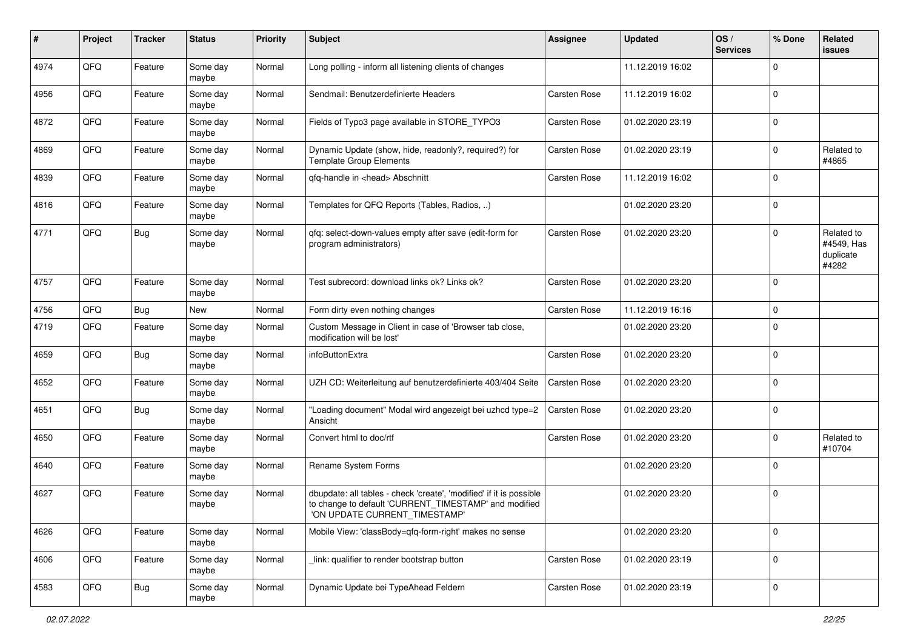| # | Project | Tracker | Status | Priority | Subject | Assignee | Updated | OS / Services | % Done | Related issues |
|---|---|---|---|---|---|---|---|---|---|---|
| 4974 | QFQ | Feature | Some day maybe | Normal | Long polling - inform all listening clients of changes | | 11.12.2019 16:02 | | 0 | |
| 4956 | QFQ | Feature | Some day maybe | Normal | Sendmail: Benutzerdefinierte Headers | Carsten Rose | 11.12.2019 16:02 | | 0 | |
| 4872 | QFQ | Feature | Some day maybe | Normal | Fields of Typo3 page available in STORE_TYPO3 | Carsten Rose | 01.02.2020 23:19 | | 0 | |
| 4869 | QFQ | Feature | Some day maybe | Normal | Dynamic Update (show, hide, readonly?, required?) for Template Group Elements | Carsten Rose | 01.02.2020 23:19 | | 0 | Related to #4865 |
| 4839 | QFQ | Feature | Some day maybe | Normal | qfq-handle in <head> Abschnitt | Carsten Rose | 11.12.2019 16:02 | | 0 | |
| 4816 | QFQ | Feature | Some day maybe | Normal | Templates for QFQ Reports (Tables, Radios, ..) | | 01.02.2020 23:20 | | 0 | |
| 4771 | QFQ | Bug | Some day maybe | Normal | qfq: select-down-values empty after save (edit-form for program administrators) | Carsten Rose | 01.02.2020 23:20 | | 0 | Related to #4549, Has duplicate #4282 |
| 4757 | QFQ | Feature | Some day maybe | Normal | Test subrecord: download links ok? Links ok? | Carsten Rose | 01.02.2020 23:20 | | 0 | |
| 4756 | QFQ | Bug | New | Normal | Form dirty even nothing changes | Carsten Rose | 11.12.2019 16:16 | | 0 | |
| 4719 | QFQ | Feature | Some day maybe | Normal | Custom Message in Client in case of 'Browser tab close, modification will be lost' | | 01.02.2020 23:20 | | 0 | |
| 4659 | QFQ | Bug | Some day maybe | Normal | infoButtonExtra | Carsten Rose | 01.02.2020 23:20 | | 0 | |
| 4652 | QFQ | Feature | Some day maybe | Normal | UZH CD: Weiterleitung auf benutzerdefinierte 403/404 Seite | Carsten Rose | 01.02.2020 23:20 | | 0 | |
| 4651 | QFQ | Bug | Some day maybe | Normal | "Loading document" Modal wird angezeigt bei uzhcd type=2 Ansicht | Carsten Rose | 01.02.2020 23:20 | | 0 | |
| 4650 | QFQ | Feature | Some day maybe | Normal | Convert html to doc/rtf | Carsten Rose | 01.02.2020 23:20 | | 0 | Related to #10704 |
| 4640 | QFQ | Feature | Some day maybe | Normal | Rename System Forms | | 01.02.2020 23:20 | | 0 | |
| 4627 | QFQ | Feature | Some day maybe | Normal | dbupdate: all tables - check 'create', 'modified' if it is possible to change to default 'CURRENT_TIMESTAMP' and modified 'ON UPDATE CURRENT_TIMESTAMP' | | 01.02.2020 23:20 | | 0 | |
| 4626 | QFQ | Feature | Some day maybe | Normal | Mobile View: 'classBody=qfq-form-right' makes no sense | | 01.02.2020 23:20 | | 0 | |
| 4606 | QFQ | Feature | Some day maybe | Normal | _link: qualifier to render bootstrap button | Carsten Rose | 01.02.2020 23:19 | | 0 | |
| 4583 | QFQ | Bug | Some day maybe | Normal | Dynamic Update bei TypeAhead Feldern | Carsten Rose | 01.02.2020 23:19 | | 0 | |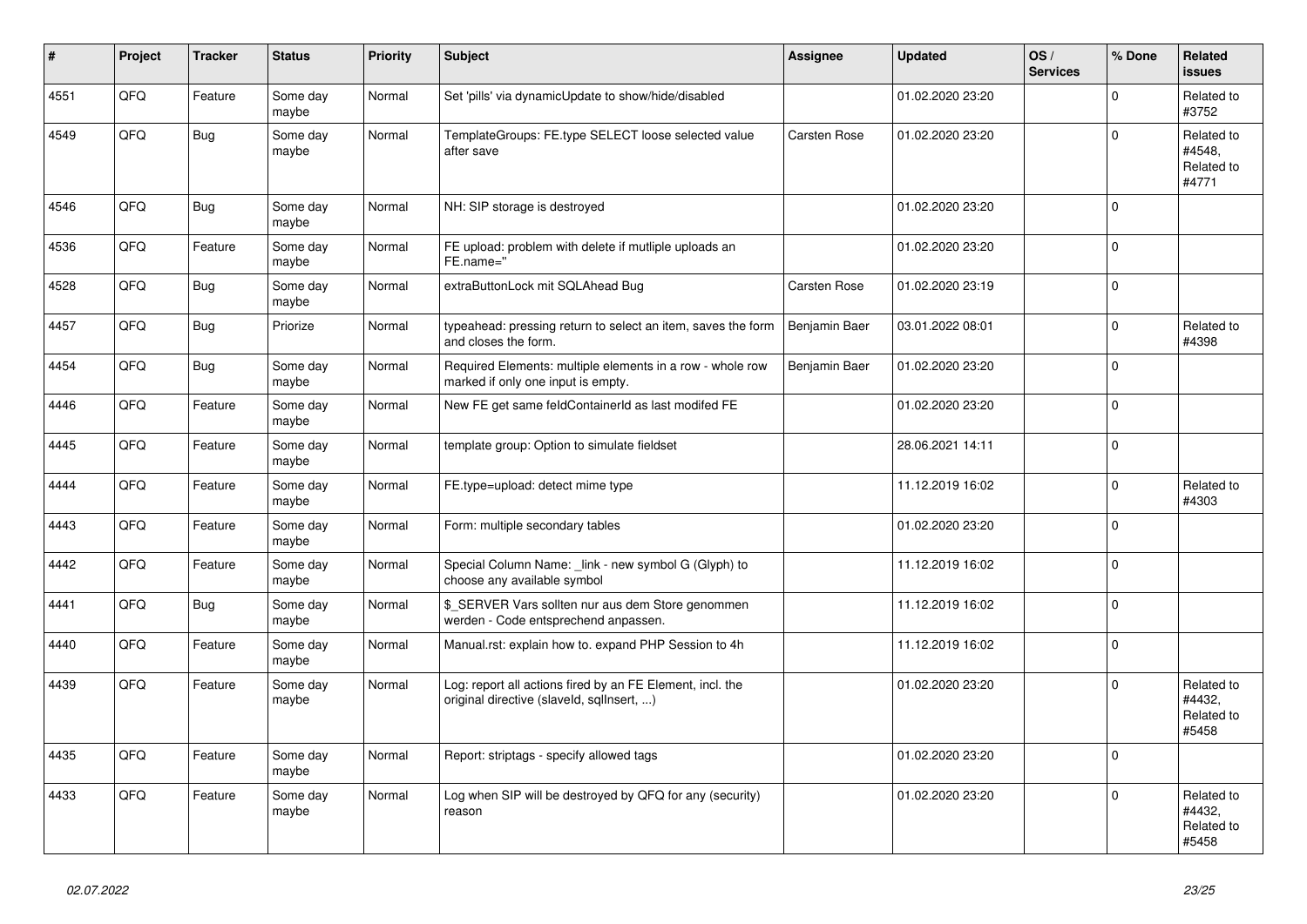| # | Project | Tracker | Status | Priority | Subject | Assignee | Updated | OS / Services | % Done | Related issues |
|---|---|---|---|---|---|---|---|---|---|---|
| 4551 | QFQ | Feature | Some day maybe | Normal | Set 'pills' via dynamicUpdate to show/hide/disabled | | 01.02.2020 23:20 | | 0 | Related to #3752 |
| 4549 | QFQ | Bug | Some day maybe | Normal | TemplateGroups: FE.type SELECT loose selected value after save | Carsten Rose | 01.02.2020 23:20 | | 0 | Related to #4548, Related to #4771 |
| 4546 | QFQ | Bug | Some day maybe | Normal | NH: SIP storage is destroyed | | 01.02.2020 23:20 | | 0 | |
| 4536 | QFQ | Feature | Some day maybe | Normal | FE upload: problem with delete if mutliple uploads an FE.name='' | | 01.02.2020 23:20 | | 0 | |
| 4528 | QFQ | Bug | Some day maybe | Normal | extraButtonLock mit SQLAhead Bug | Carsten Rose | 01.02.2020 23:19 | | 0 | |
| 4457 | QFQ | Bug | Priorize | Normal | typeahead: pressing return to select an item, saves the form and closes the form. | Benjamin Baer | 03.01.2022 08:01 | | 0 | Related to #4398 |
| 4454 | QFQ | Bug | Some day maybe | Normal | Required Elements: multiple elements in a row - whole row marked if only one input is empty. | Benjamin Baer | 01.02.2020 23:20 | | 0 | |
| 4446 | QFQ | Feature | Some day maybe | Normal | New FE get same feldContainerId as last modifed FE | | 01.02.2020 23:20 | | 0 | |
| 4445 | QFQ | Feature | Some day maybe | Normal | template group: Option to simulate fieldset | | 28.06.2021 14:11 | | 0 | |
| 4444 | QFQ | Feature | Some day maybe | Normal | FE.type=upload: detect mime type | | 11.12.2019 16:02 | | 0 | Related to #4303 |
| 4443 | QFQ | Feature | Some day maybe | Normal | Form: multiple secondary tables | | 01.02.2020 23:20 | | 0 | |
| 4442 | QFQ | Feature | Some day maybe | Normal | Special Column Name: _link - new symbol G (Glyph) to choose any available symbol | | 11.12.2019 16:02 | | 0 | |
| 4441 | QFQ | Bug | Some day maybe | Normal | $_SERVER Vars sollten nur aus dem Store genommen werden - Code entsprechend anpassen. | | 11.12.2019 16:02 | | 0 | |
| 4440 | QFQ | Feature | Some day maybe | Normal | Manual.rst: explain how to. expand PHP Session to 4h | | 11.12.2019 16:02 | | 0 | |
| 4439 | QFQ | Feature | Some day maybe | Normal | Log: report all actions fired by an FE Element, incl. the original directive (slaveId, sqlInsert, ...) | | 01.02.2020 23:20 | | 0 | Related to #4432, Related to #5458 |
| 4435 | QFQ | Feature | Some day maybe | Normal | Report: striptags - specify allowed tags | | 01.02.2020 23:20 | | 0 | |
| 4433 | QFQ | Feature | Some day maybe | Normal | Log when SIP will be destroyed by QFQ for any (security) reason | | 01.02.2020 23:20 | | 0 | Related to #4432, Related to #5458 |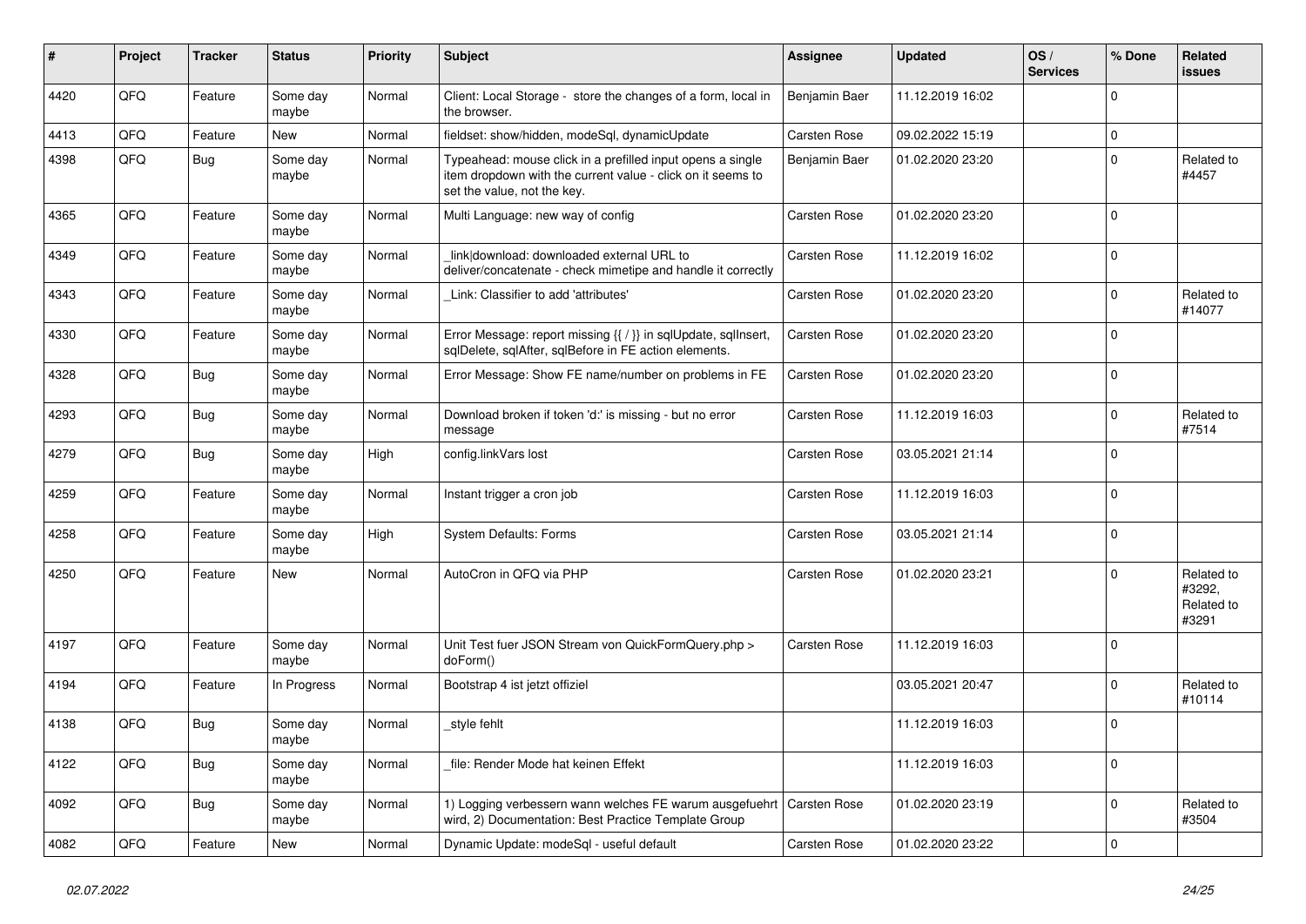| # | Project | Tracker | Status | Priority | Subject | Assignee | Updated | OS / Services | % Done | Related issues |
|---|---|---|---|---|---|---|---|---|---|---|
| 4420 | QFQ | Feature | Some day maybe | Normal | Client: Local Storage - store the changes of a form, local in the browser. | Benjamin Baer | 11.12.2019 16:02 | | 0 | |
| 4413 | QFQ | Feature | New | Normal | fieldset: show/hidden, modeSql, dynamicUpdate | Carsten Rose | 09.02.2022 15:19 | | 0 | |
| 4398 | QFQ | Bug | Some day maybe | Normal | Typeahead: mouse click in a prefilled input opens a single item dropdown with the current value - click on it seems to set the value, not the key. | Benjamin Baer | 01.02.2020 23:20 | | 0 | Related to #4457 |
| 4365 | QFQ | Feature | Some day maybe | Normal | Multi Language: new way of config | Carsten Rose | 01.02.2020 23:20 | | 0 | |
| 4349 | QFQ | Feature | Some day maybe | Normal | _link\|download: downloaded external URL to deliver/concatenate - check mimetipe and handle it correctly | Carsten Rose | 11.12.2019 16:02 | | 0 | |
| 4343 | QFQ | Feature | Some day maybe | Normal | _Link: Classifier to add 'attributes' | Carsten Rose | 01.02.2020 23:20 | | 0 | Related to #14077 |
| 4330 | QFQ | Feature | Some day maybe | Normal | Error Message: report missing {{ / }} in sqlUpdate, sqlInsert, sqlDelete, sqlAfter, sqlBefore in FE action elements. | Carsten Rose | 01.02.2020 23:20 | | 0 | |
| 4328 | QFQ | Bug | Some day maybe | Normal | Error Message: Show FE name/number on problems in FE | Carsten Rose | 01.02.2020 23:20 | | 0 | |
| 4293 | QFQ | Bug | Some day maybe | Normal | Download broken if token 'd:' is missing - but no error message | Carsten Rose | 11.12.2019 16:03 | | 0 | Related to #7514 |
| 4279 | QFQ | Bug | Some day maybe | High | config.linkVars lost | Carsten Rose | 03.05.2021 21:14 | | 0 | |
| 4259 | QFQ | Feature | Some day maybe | Normal | Instant trigger a cron job | Carsten Rose | 11.12.2019 16:03 | | 0 | |
| 4258 | QFQ | Feature | Some day maybe | High | System Defaults: Forms | Carsten Rose | 03.05.2021 21:14 | | 0 | |
| 4250 | QFQ | Feature | New | Normal | AutoCron in QFQ via PHP | Carsten Rose | 01.02.2020 23:21 | | 0 | Related to #3292, Related to #3291 |
| 4197 | QFQ | Feature | Some day maybe | Normal | Unit Test fuer JSON Stream von QuickFormQuery.php > doForm() | Carsten Rose | 11.12.2019 16:03 | | 0 | |
| 4194 | QFQ | Feature | In Progress | Normal | Bootstrap 4 ist jetzt offiziel | | 03.05.2021 20:47 | | 0 | Related to #10114 |
| 4138 | QFQ | Bug | Some day maybe | Normal | _style fehlt | | 11.12.2019 16:03 | | 0 | |
| 4122 | QFQ | Bug | Some day maybe | Normal | _file: Render Mode hat keinen Effekt | | 11.12.2019 16:03 | | 0 | |
| 4092 | QFQ | Bug | Some day maybe | Normal | 1) Logging verbessern wann welches FE warum ausgefuehrt wird, 2) Documentation: Best Practice Template Group | Carsten Rose | 01.02.2020 23:19 | | 0 | Related to #3504 |
| 4082 | QFQ | Feature | New | Normal | Dynamic Update: modeSql - useful default | Carsten Rose | 01.02.2020 23:22 | | 0 | |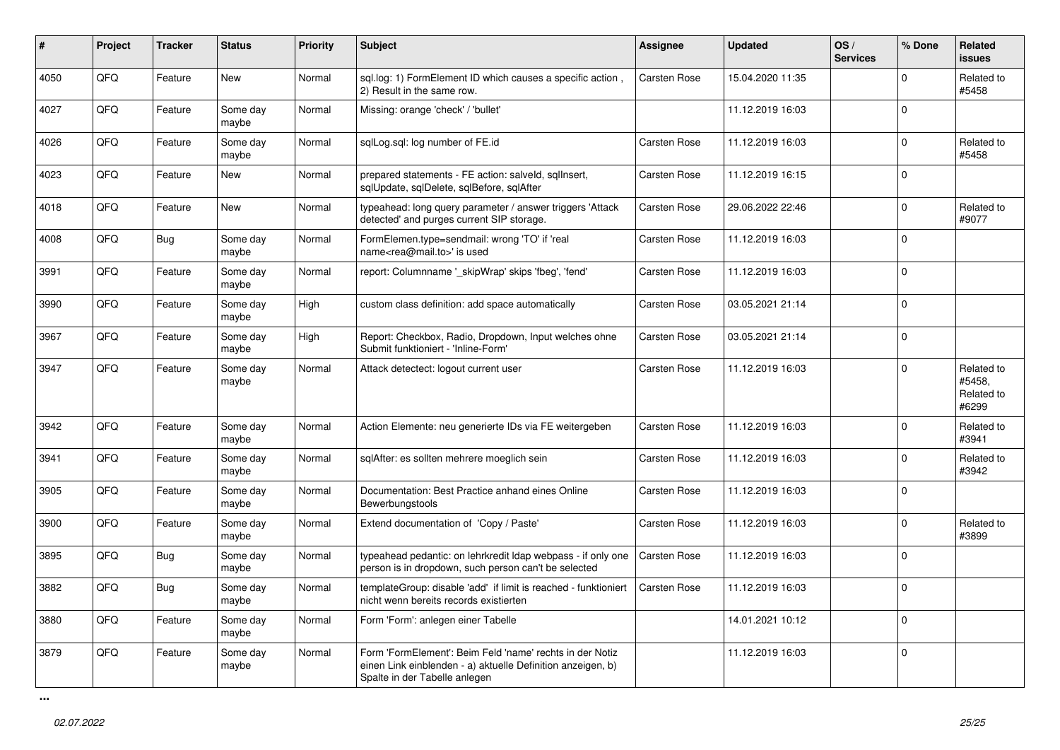| # | Project | Tracker | Status | Priority | Subject | Assignee | Updated | OS / Services | % Done | Related issues |
|---|---|---|---|---|---|---|---|---|---|---|
| 4050 | QFQ | Feature | New | Normal | sql.log: 1) FormElement ID which causes a specific action , 2) Result in the same row. | Carsten Rose | 15.04.2020 11:35 | | 0 | Related to #5458 |
| 4027 | QFQ | Feature | Some day maybe | Normal | Missing: orange 'check' / 'bullet' | | 11.12.2019 16:03 | | 0 | |
| 4026 | QFQ | Feature | Some day maybe | Normal | sqlLog.sql: log number of FE.id | Carsten Rose | 11.12.2019 16:03 | | 0 | Related to #5458 |
| 4023 | QFQ | Feature | New | Normal | prepared statements - FE action: salveId, sqlInsert, sqlUpdate, sqlDelete, sqlBefore, sqlAfter | Carsten Rose | 11.12.2019 16:15 | | 0 | |
| 4018 | QFQ | Feature | New | Normal | typeahead: long query parameter / answer triggers 'Attack detected' and purges current SIP storage. | Carsten Rose | 29.06.2022 22:46 | | 0 | Related to #9077 |
| 4008 | QFQ | Bug | Some day maybe | Normal | FormElemen.type=sendmail: wrong 'TO' if 'real name<rea@mail.to>' is used | Carsten Rose | 11.12.2019 16:03 | | 0 | |
| 3991 | QFQ | Feature | Some day maybe | Normal | report: Columnname '_skipWrap' skips 'fbeg', 'fend' | Carsten Rose | 11.12.2019 16:03 | | 0 | |
| 3990 | QFQ | Feature | Some day maybe | High | custom class definition: add space automatically | Carsten Rose | 03.05.2021 21:14 | | 0 | |
| 3967 | QFQ | Feature | Some day maybe | High | Report: Checkbox, Radio, Dropdown, Input welches ohne Submit funktioniert - 'Inline-Form' | Carsten Rose | 03.05.2021 21:14 | | 0 | |
| 3947 | QFQ | Feature | Some day maybe | Normal | Attack detectect: logout current user | Carsten Rose | 11.12.2019 16:03 | | 0 | Related to #5458, Related to #6299 |
| 3942 | QFQ | Feature | Some day maybe | Normal | Action Elemente: neu generierte IDs via FE weitergeben | Carsten Rose | 11.12.2019 16:03 | | 0 | Related to #3941 |
| 3941 | QFQ | Feature | Some day maybe | Normal | sqlAfter: es sollten mehrere moeglich sein | Carsten Rose | 11.12.2019 16:03 | | 0 | Related to #3942 |
| 3905 | QFQ | Feature | Some day maybe | Normal | Documentation: Best Practice anhand eines Online Bewerbungstools | Carsten Rose | 11.12.2019 16:03 | | 0 | |
| 3900 | QFQ | Feature | Some day maybe | Normal | Extend documentation of 'Copy / Paste' | Carsten Rose | 11.12.2019 16:03 | | 0 | Related to #3899 |
| 3895 | QFQ | Bug | Some day maybe | Normal | typeahead pedantic: on lehrkredit ldap webpass - if only one person is in dropdown, such person can't be selected | Carsten Rose | 11.12.2019 16:03 | | 0 | |
| 3882 | QFQ | Bug | Some day maybe | Normal | templateGroup: disable 'add' if limit is reached - funktioniert nicht wenn bereits records existierten | Carsten Rose | 11.12.2019 16:03 | | 0 | |
| 3880 | QFQ | Feature | Some day maybe | Normal | Form 'Form': anlegen einer Tabelle | | 14.01.2021 10:12 | | 0 | |
| 3879 | QFQ | Feature | Some day maybe | Normal | Form 'FormElement': Beim Feld 'name' rechts in der Notiz einen Link einblenden - a) aktuelle Definition anzeigen, b) Spalte in der Tabelle anlegen | | 11.12.2019 16:03 | | 0 | |

...